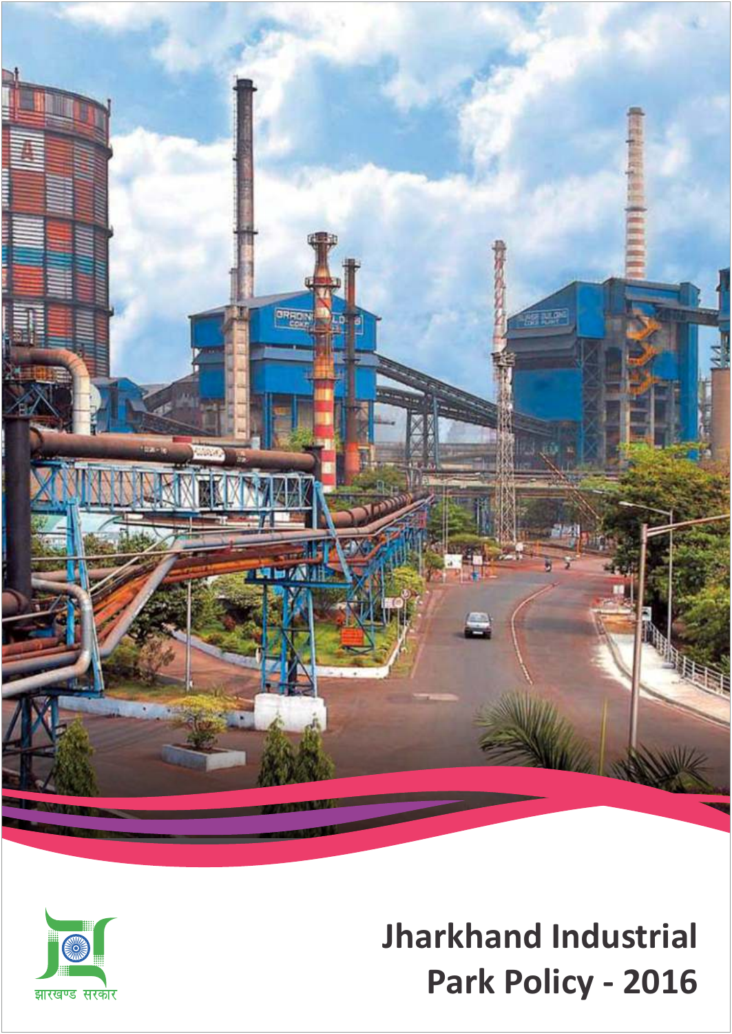झारखण्ड सरकार

# Jharkhand Industrial Park Policy - 2016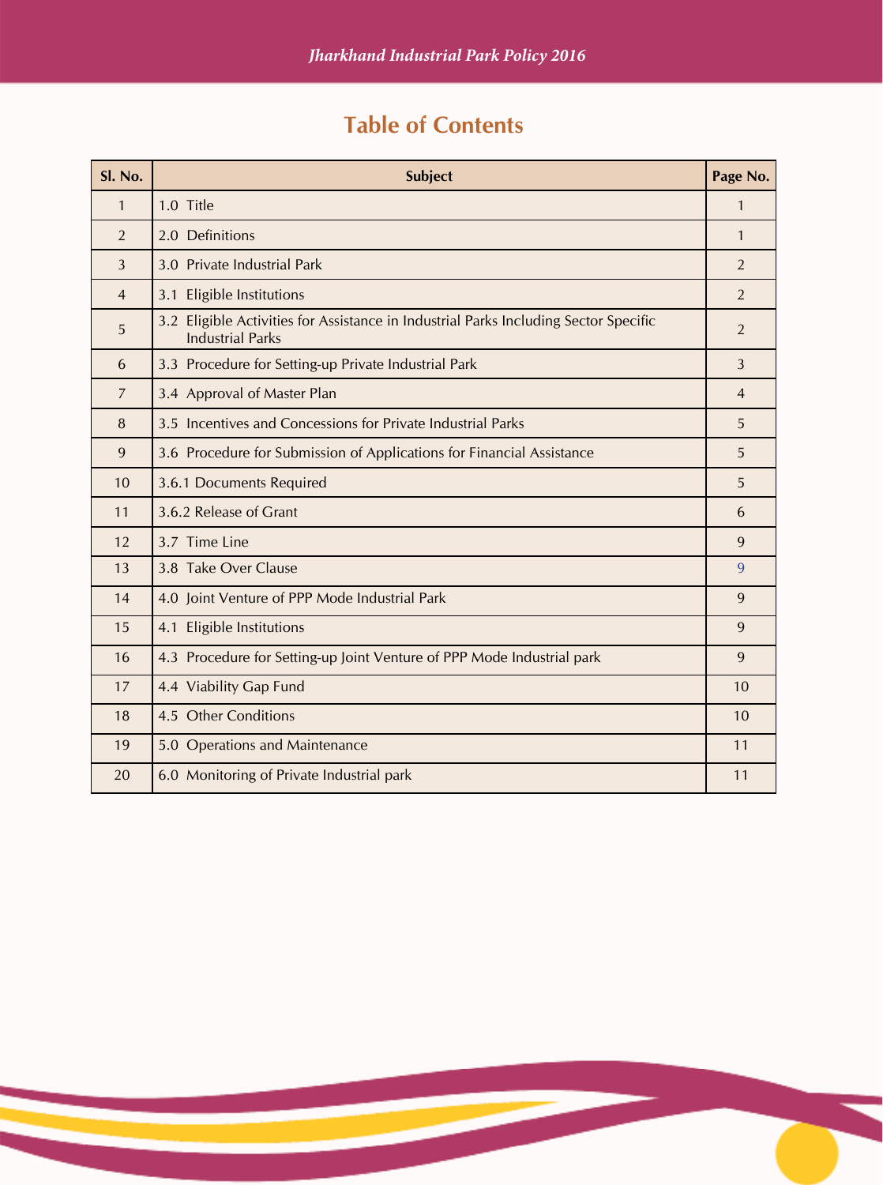# Table of Contents

| Sl. No. | Subject | Page No. |
|---|---|---|
| 1 | 1.0 Title | 1 |
| 2 | 2.0 Definitions | 1 |
| 3 | 3.0 Private Industrial Park | 2 |
| 4 | 3.1 Eligible Institutions | 2 |
| 5 | 3.2 Eligible Activities for Assistance in Industrial Parks Including Sector Specific Industrial Parks | 2 |
| 6 | 3.3 Procedure for Setting-up Private Industrial Park | 3 |
| 7 | 3.4 Approval of Master Plan | 4 |
| 8 | 3.5 Incentives and Concessions for Private Industrial Parks | 5 |
| 9 | 3.6 Procedure for Submission of Applications for Financial Assistance | 5 |
| 10 | 3.6.1 Documents Required | 5 |
| 11 | 3.6.2 Release of Grant | 6 |
| 12 | 3.7 Time Line | 9 |
| 13 | 3.8 Take Over Clause | 9 |
| 14 | 4.0 Joint Venture of PPP Mode Industrial Park | 9 |
| 15 | 4.1 Eligible Institutions | 9 |
| 16 | 4.3 Procedure for Setting-up Joint Venture of PPP Mode Industrial park | 9 |
| 17 | 4.4 Viability Gap Fund | 10 |
| 18 | 4.5 Other Conditions | 10 |
| 19 | 5.0 Operations and Maintenance | 11 |
| 20 | 6.0 Monitoring of Private Industrial park | 11 |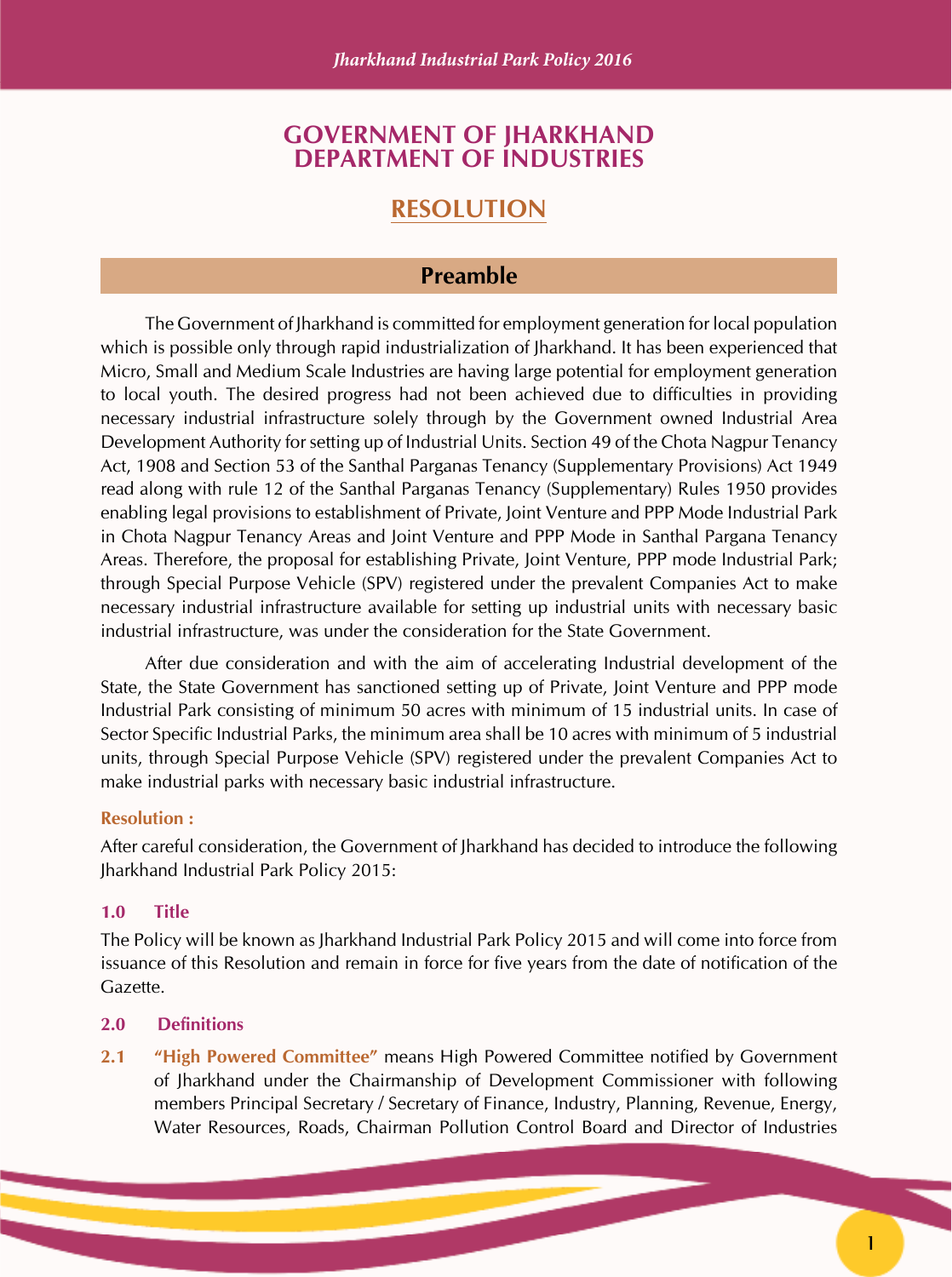# GOVERNMENT OF JHARKHAND
# DEPARTMENT OF INDUSTRIES

## RESOLUTION

### Preamble

The Government of Jharkhand is committed for employment generation for local population which is possible only through rapid industrialization of Jharkhand. It has been experienced that Micro, Small and Medium Scale Industries are having large potential for employment generation to local youth. The desired progress had not been achieved due to difficulties in providing necessary industrial infrastructure solely through by the Government owned Industrial Area Development Authority for setting up of Industrial Units. Section 49 of the Chota Nagpur Tenancy Act, 1908 and Section 53 of the Santhal Parganas Tenancy (Supplementary Provisions) Act 1949 read along with rule 12 of the Santhal Parganas Tenancy (Supplementary) Rules 1950 provides enabling legal provisions to establishment of Private, Joint Venture and PPP Mode Industrial Park in Chota Nagpur Tenancy Areas and Joint Venture and PPP Mode in Santhal Pargana Tenancy Areas. Therefore, the proposal for establishing Private, Joint Venture, PPP mode Industrial Park; through Special Purpose Vehicle (SPV) registered under the prevalent Companies Act to make necessary industrial infrastructure available for setting up industrial units with necessary basic industrial infrastructure, was under the consideration for the State Government.

After due consideration and with the aim of accelerating Industrial development of the State, the State Government has sanctioned setting up of Private, Joint Venture and PPP mode Industrial Park consisting of minimum 50 acres with minimum of 15 industrial units. In case of Sector Specific Industrial Parks, the minimum area shall be 10 acres with minimum of 5 industrial units, through Special Purpose Vehicle (SPV) registered under the prevalent Companies Act to make industrial parks with necessary basic industrial infrastructure.

**Resolution :**

After careful consideration, the Government of Jharkhand has decided to introduce the following Jharkhand Industrial Park Policy 2015:

#### 1.0 Title

The Policy will be known as Jharkhand Industrial Park Policy 2015 and will come into force from issuance of this Resolution and remain in force for five years from the date of notification of the Gazette.

#### 2.0 Definitions

**2.1** **"High Powered Committee"** means High Powered Committee notified by Government of Jharkhand under the Chairmanship of Development Commissioner with following members Principal Secretary / Secretary of Finance, Industry, Planning, Revenue, Energy, Water Resources, Roads, Chairman Pollution Control Board and Director of Industries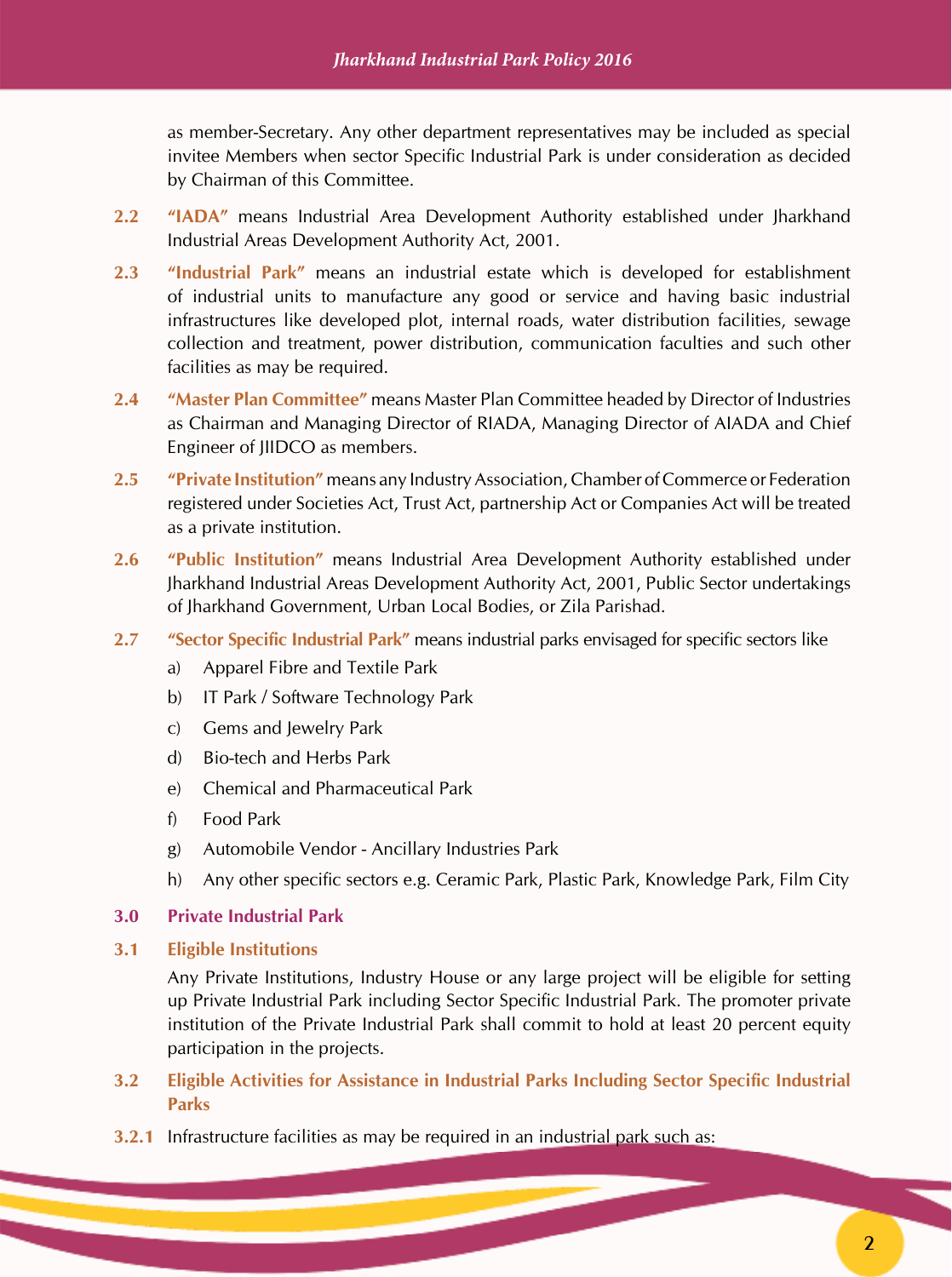as member-Secretary. Any other department representatives may be included as special invitee Members when sector Specific Industrial Park is under consideration as decided by Chairman of this Committee.

**2.2** **"IADA"** means Industrial Area Development Authority established under Jharkhand Industrial Areas Development Authority Act, 2001.

**2.3** **"Industrial Park"** means an industrial estate which is developed for establishment of industrial units to manufacture any good or service and having basic industrial infrastructures like developed plot, internal roads, water distribution facilities, sewage collection and treatment, power distribution, communication faculties and such other facilities as may be required.

**2.4** **"Master Plan Committee"** means Master Plan Committee headed by Director of Industries as Chairman and Managing Director of RIADA, Managing Director of AIADA and Chief Engineer of JIIDCO as members.

**2.5** **"Private Institution"** means any Industry Association, Chamber of Commerce or Federation registered under Societies Act, Trust Act, partnership Act or Companies Act will be treated as a private institution.

**2.6** **"Public Institution"** means Industrial Area Development Authority established under Jharkhand Industrial Areas Development Authority Act, 2001, Public Sector undertakings of Jharkhand Government, Urban Local Bodies, or Zila Parishad.

**2.7** **"Sector Specific Industrial Park"** means industrial parks envisaged for specific sectors like

a) Apparel Fibre and Textile Park

b) IT Park / Software Technology Park

c) Gems and Jewelry Park

d) Bio-tech and Herbs Park

e) Chemical and Pharmaceutical Park

f) Food Park

g) Automobile Vendor - Ancillary Industries Park

h) Any other specific sectors e.g. Ceramic Park, Plastic Park, Knowledge Park, Film City

## 3.0 Private Industrial Park

### 3.1 Eligible Institutions

Any Private Institutions, Industry House or any large project will be eligible for setting up Private Industrial Park including Sector Specific Industrial Park. The promoter private institution of the Private Industrial Park shall commit to hold at least 20 percent equity participation in the projects.

### 3.2 Eligible Activities for Assistance in Industrial Parks Including Sector Specific Industrial Parks

**3.2.1** Infrastructure facilities as may be required in an industrial park such as: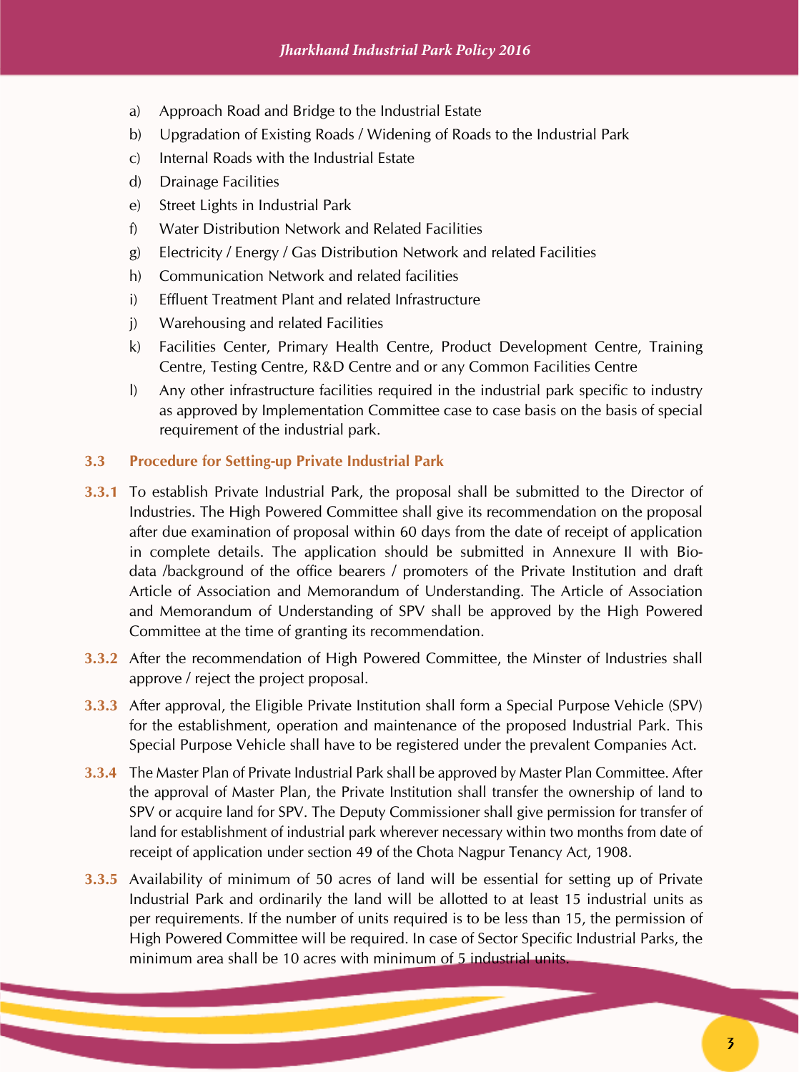a) Approach Road and Bridge to the Industrial Estate

b) Upgradation of Existing Roads / Widening of Roads to the Industrial Park

c) Internal Roads with the Industrial Estate

d) Drainage Facilities

e) Street Lights in Industrial Park

f) Water Distribution Network and Related Facilities

g) Electricity / Energy / Gas Distribution Network and related Facilities

h) Communication Network and related facilities

i) Effluent Treatment Plant and related Infrastructure

j) Warehousing and related Facilities

k) Facilities Center, Primary Health Centre, Product Development Centre, Training Centre, Testing Centre, R&D Centre and or any Common Facilities Centre

l) Any other infrastructure facilities required in the industrial park specific to industry as approved by Implementation Committee case to case basis on the basis of special requirement of the industrial park.

### 3.3 Procedure for Setting-up Private Industrial Park

**3.3.1** To establish Private Industrial Park, the proposal shall be submitted to the Director of Industries. The High Powered Committee shall give its recommendation on the proposal after due examination of proposal within 60 days from the date of receipt of application in complete details. The application should be submitted in Annexure II with Bio-data /background of the office bearers / promoters of the Private Institution and draft Article of Association and Memorandum of Understanding. The Article of Association and Memorandum of Understanding of SPV shall be approved by the High Powered Committee at the time of granting its recommendation.

**3.3.2** After the recommendation of High Powered Committee, the Minster of Industries shall approve / reject the project proposal.

**3.3.3** After approval, the Eligible Private Institution shall form a Special Purpose Vehicle (SPV) for the establishment, operation and maintenance of the proposed Industrial Park. This Special Purpose Vehicle shall have to be registered under the prevalent Companies Act.

**3.3.4** The Master Plan of Private Industrial Park shall be approved by Master Plan Committee. After the approval of Master Plan, the Private Institution shall transfer the ownership of land to SPV or acquire land for SPV. The Deputy Commissioner shall give permission for transfer of land for establishment of industrial park wherever necessary within two months from date of receipt of application under section 49 of the Chota Nagpur Tenancy Act, 1908.

**3.3.5** Availability of minimum of 50 acres of land will be essential for setting up of Private Industrial Park and ordinarily the land will be allotted to at least 15 industrial units as per requirements. If the number of units required is to be less than 15, the permission of High Powered Committee will be required. In case of Sector Specific Industrial Parks, the minimum area shall be 10 acres with minimum of 5 industrial units.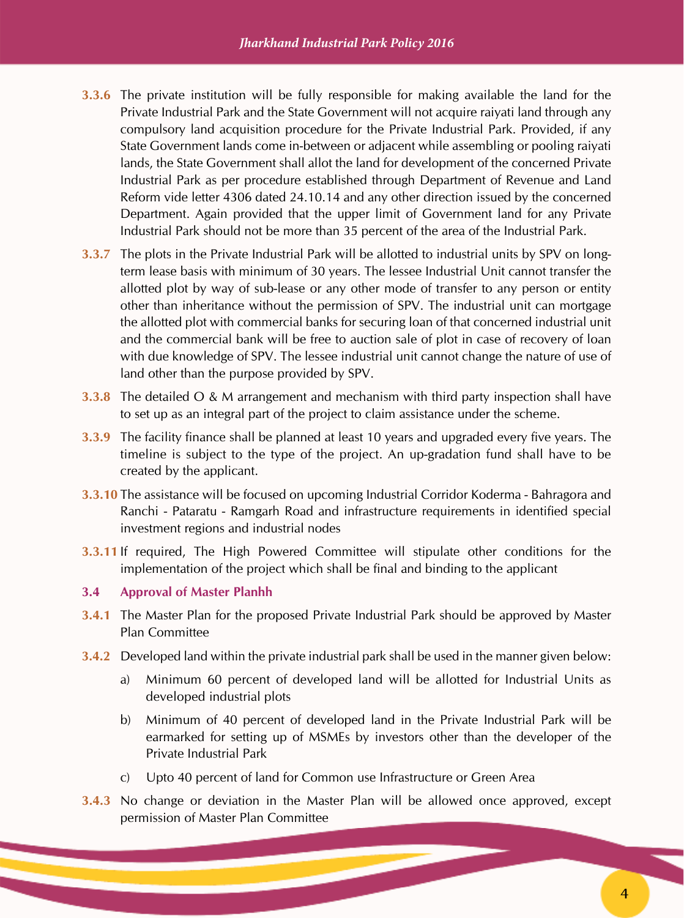**3.3.6** The private institution will be fully responsible for making available the land for the Private Industrial Park and the State Government will not acquire raiyati land through any compulsory land acquisition procedure for the Private Industrial Park. Provided, if any State Government lands come in-between or adjacent while assembling or pooling raiyati lands, the State Government shall allot the land for development of the concerned Private Industrial Park as per procedure established through Department of Revenue and Land Reform vide letter 4306 dated 24.10.14 and any other direction issued by the concerned Department. Again provided that the upper limit of Government land for any Private Industrial Park should not be more than 35 percent of the area of the Industrial Park.

**3.3.7** The plots in the Private Industrial Park will be allotted to industrial units by SPV on long-term lease basis with minimum of 30 years. The lessee Industrial Unit cannot transfer the allotted plot by way of sub-lease or any other mode of transfer to any person or entity other than inheritance without the permission of SPV. The industrial unit can mortgage the allotted plot with commercial banks for securing loan of that concerned industrial unit and the commercial bank will be free to auction sale of plot in case of recovery of loan with due knowledge of SPV. The lessee industrial unit cannot change the nature of use of land other than the purpose provided by SPV.

**3.3.8** The detailed O & M arrangement and mechanism with third party inspection shall have to set up as an integral part of the project to claim assistance under the scheme.

**3.3.9** The facility finance shall be planned at least 10 years and upgraded every five years. The timeline is subject to the type of the project. An up-gradation fund shall have to be created by the applicant.

**3.3.10** The assistance will be focused on upcoming Industrial Corridor Koderma - Bahragora and Ranchi - Pataratu - Ramgarh Road and infrastructure requirements in identified special investment regions and industrial nodes

**3.3.11** If required, The High Powered Committee will stipulate other conditions for the implementation of the project which shall be final and binding to the applicant

## 3.4 Approval of Master Planhh

**3.4.1** The Master Plan for the proposed Private Industrial Park should be approved by Master Plan Committee

**3.4.2** Developed land within the private industrial park shall be used in the manner given below:

a) Minimum 60 percent of developed land will be allotted for Industrial Units as developed industrial plots

b) Minimum of 40 percent of developed land in the Private Industrial Park will be earmarked for setting up of MSMEs by investors other than the developer of the Private Industrial Park

c) Upto 40 percent of land for Common use Infrastructure or Green Area

**3.4.3** No change or deviation in the Master Plan will be allowed once approved, except permission of Master Plan Committee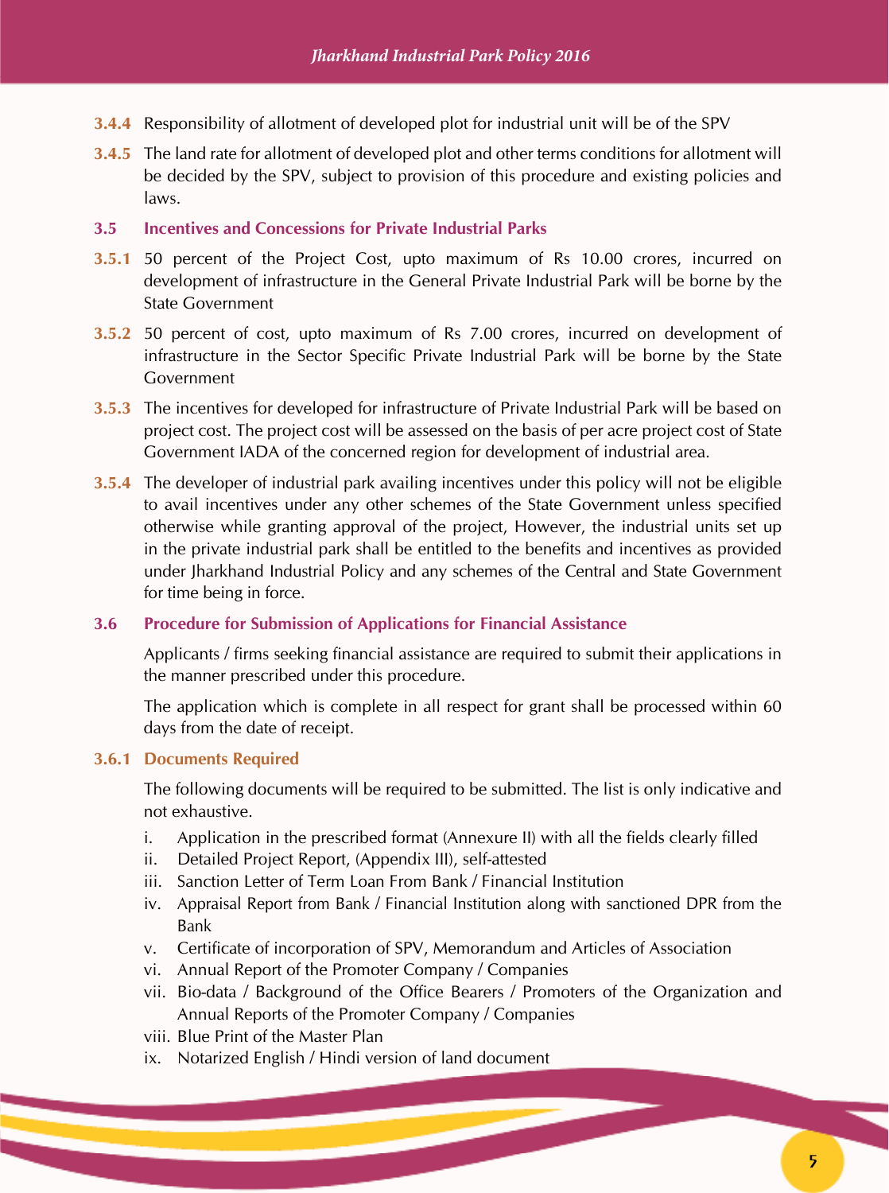**3.4.4** Responsibility of allotment of developed plot for industrial unit will be of the SPV

**3.4.5** The land rate for allotment of developed plot and other terms conditions for allotment will be decided by the SPV, subject to provision of this procedure and existing policies and laws.

### 3.5 Incentives and Concessions for Private Industrial Parks

**3.5.1** 50 percent of the Project Cost, upto maximum of Rs 10.00 crores, incurred on development of infrastructure in the General Private Industrial Park will be borne by the State Government

**3.5.2** 50 percent of cost, upto maximum of Rs 7.00 crores, incurred on development of infrastructure in the Sector Specific Private Industrial Park will be borne by the State Government

**3.5.3** The incentives for developed for infrastructure of Private Industrial Park will be based on project cost. The project cost will be assessed on the basis of per acre project cost of State Government IADA of the concerned region for development of industrial area.

**3.5.4** The developer of industrial park availing incentives under this policy will not be eligible to avail incentives under any other schemes of the State Government unless specified otherwise while granting approval of the project, However, the industrial units set up in the private industrial park shall be entitled to the benefits and incentives as provided under Jharkhand Industrial Policy and any schemes of the Central and State Government for time being in force.

### 3.6 Procedure for Submission of Applications for Financial Assistance

Applicants / firms seeking financial assistance are required to submit their applications in the manner prescribed under this procedure.

The application which is complete in all respect for grant shall be processed within 60 days from the date of receipt.

#### 3.6.1 Documents Required

The following documents will be required to be submitted. The list is only indicative and not exhaustive.

i. Application in the prescribed format (Annexure II) with all the fields clearly filled
ii. Detailed Project Report, (Appendix III), self-attested
iii. Sanction Letter of Term Loan From Bank / Financial Institution
iv. Appraisal Report from Bank / Financial Institution along with sanctioned DPR from the Bank
v. Certificate of incorporation of SPV, Memorandum and Articles of Association
vi. Annual Report of the Promoter Company / Companies
vii. Bio-data / Background of the Office Bearers / Promoters of the Organization and Annual Reports of the Promoter Company / Companies
viii. Blue Print of the Master Plan
ix. Notarized English / Hindi version of land document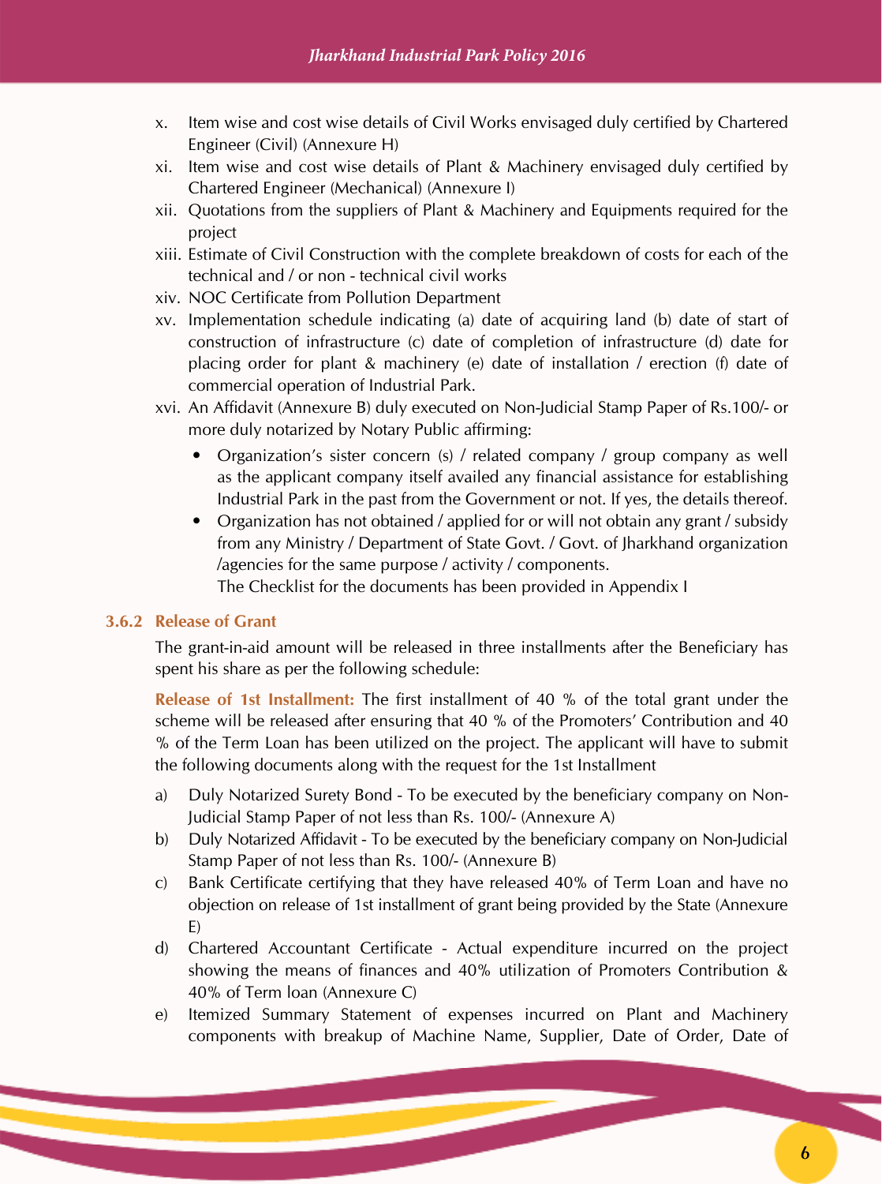x. Item wise and cost wise details of Civil Works envisaged duly certified by Chartered Engineer (Civil) (Annexure H)

xi. Item wise and cost wise details of Plant & Machinery envisaged duly certified by Chartered Engineer (Mechanical) (Annexure I)

xii. Quotations from the suppliers of Plant & Machinery and Equipments required for the project

xiii. Estimate of Civil Construction with the complete breakdown of costs for each of the technical and / or non - technical civil works

xiv. NOC Certificate from Pollution Department

xv. Implementation schedule indicating (a) date of acquiring land (b) date of start of construction of infrastructure (c) date of completion of infrastructure (d) date for placing order for plant & machinery (e) date of installation / erection (f) date of commercial operation of Industrial Park.

xvi. An Affidavit (Annexure B) duly executed on Non-Judicial Stamp Paper of Rs.100/- or more duly notarized by Notary Public affirming:

- Organization's sister concern (s) / related company / group company as well as the applicant company itself availed any financial assistance for establishing Industrial Park in the past from the Government or not. If yes, the details thereof.
- Organization has not obtained / applied for or will not obtain any grant / subsidy from any Ministry / Department of State Govt. / Govt. of Jharkhand organization /agencies for the same purpose / activity / components.

  The Checklist for the documents has been provided in Appendix I

### 3.6.2 Release of Grant

The grant-in-aid amount will be released in three installments after the Beneficiary has spent his share as per the following schedule:

**Release of 1st Installment:** The first installment of 40 % of the total grant under the scheme will be released after ensuring that 40 % of the Promoters' Contribution and 40 % of the Term Loan has been utilized on the project. The applicant will have to submit the following documents along with the request for the 1st Installment

a) Duly Notarized Surety Bond - To be executed by the beneficiary company on Non-Judicial Stamp Paper of not less than Rs. 100/- (Annexure A)

b) Duly Notarized Affidavit - To be executed by the beneficiary company on Non-Judicial Stamp Paper of not less than Rs. 100/- (Annexure B)

c) Bank Certificate certifying that they have released 40% of Term Loan and have no objection on release of 1st installment of grant being provided by the State (Annexure E)

d) Chartered Accountant Certificate - Actual expenditure incurred on the project showing the means of finances and 40% utilization of Promoters Contribution & 40% of Term loan (Annexure C)

e) Itemized Summary Statement of expenses incurred on Plant and Machinery components with breakup of Machine Name, Supplier, Date of Order, Date of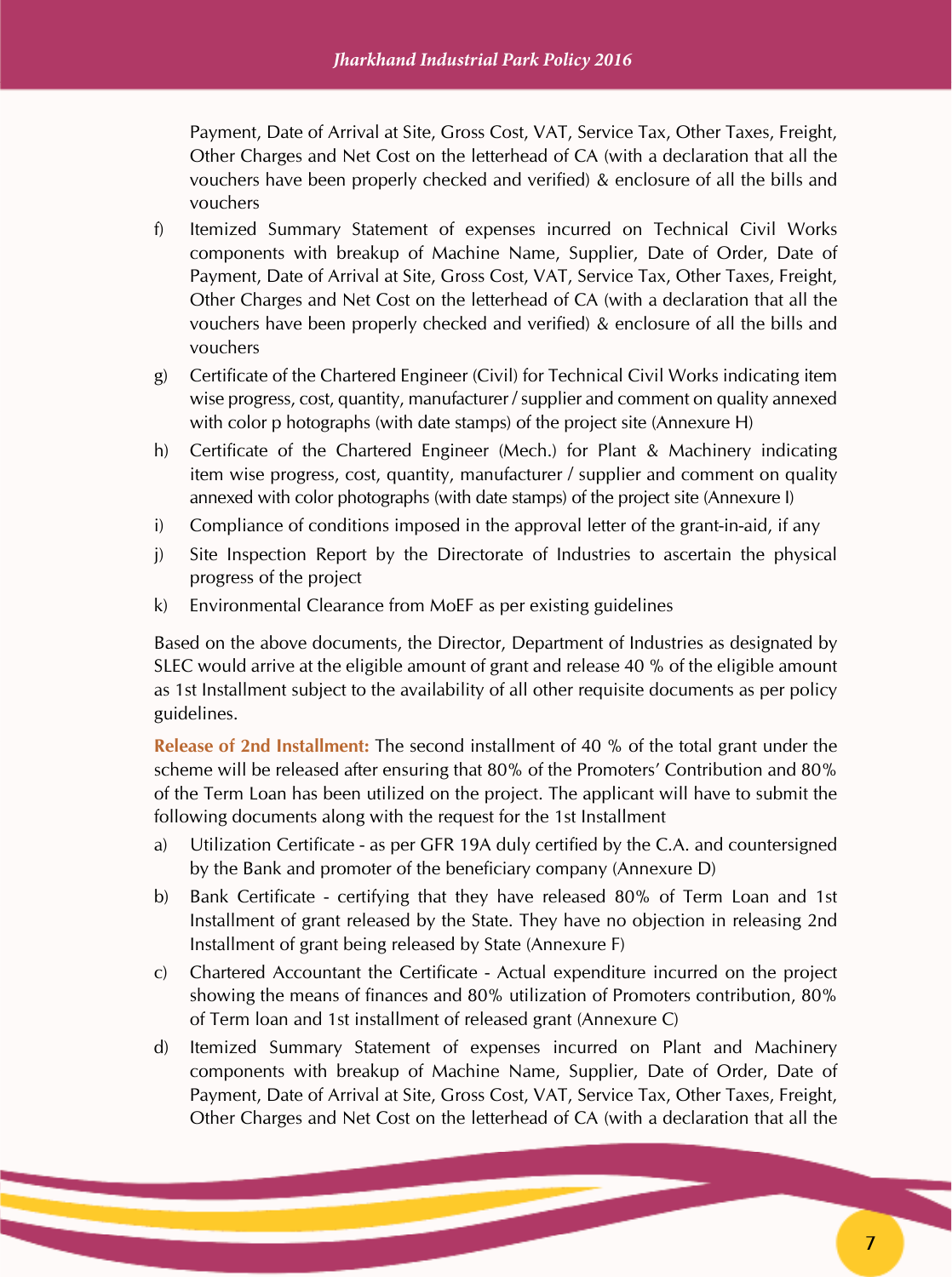Payment, Date of Arrival at Site, Gross Cost, VAT, Service Tax, Other Taxes, Freight, Other Charges and Net Cost on the letterhead of CA (with a declaration that all the vouchers have been properly checked and verified) & enclosure of all the bills and vouchers

f) Itemized Summary Statement of expenses incurred on Technical Civil Works components with breakup of Machine Name, Supplier, Date of Order, Date of Payment, Date of Arrival at Site, Gross Cost, VAT, Service Tax, Other Taxes, Freight, Other Charges and Net Cost on the letterhead of CA (with a declaration that all the vouchers have been properly checked and verified) & enclosure of all the bills and vouchers

g) Certificate of the Chartered Engineer (Civil) for Technical Civil Works indicating item wise progress, cost, quantity, manufacturer / supplier and comment on quality annexed with color p hotographs (with date stamps) of the project site (Annexure H)

h) Certificate of the Chartered Engineer (Mech.) for Plant & Machinery indicating item wise progress, cost, quantity, manufacturer / supplier and comment on quality annexed with color photographs (with date stamps) of the project site (Annexure I)

i) Compliance of conditions imposed in the approval letter of the grant-in-aid, if any

j) Site Inspection Report by the Directorate of Industries to ascertain the physical progress of the project

k) Environmental Clearance from MoEF as per existing guidelines

Based on the above documents, the Director, Department of Industries as designated by SLEC would arrive at the eligible amount of grant and release 40 % of the eligible amount as 1st Installment subject to the availability of all other requisite documents as per policy guidelines.

**Release of 2nd Installment:** The second installment of 40 % of the total grant under the scheme will be released after ensuring that 80% of the Promoters' Contribution and 80% of the Term Loan has been utilized on the project. The applicant will have to submit the following documents along with the request for the 1st Installment

a) Utilization Certificate - as per GFR 19A duly certified by the C.A. and countersigned by the Bank and promoter of the beneficiary company (Annexure D)

b) Bank Certificate - certifying that they have released 80% of Term Loan and 1st Installment of grant released by the State. They have no objection in releasing 2nd Installment of grant being released by State (Annexure F)

c) Chartered Accountant the Certificate - Actual expenditure incurred on the project showing the means of finances and 80% utilization of Promoters contribution, 80% of Term loan and 1st installment of released grant (Annexure C)

d) Itemized Summary Statement of expenses incurred on Plant and Machinery components with breakup of Machine Name, Supplier, Date of Order, Date of Payment, Date of Arrival at Site, Gross Cost, VAT, Service Tax, Other Taxes, Freight, Other Charges and Net Cost on the letterhead of CA (with a declaration that all the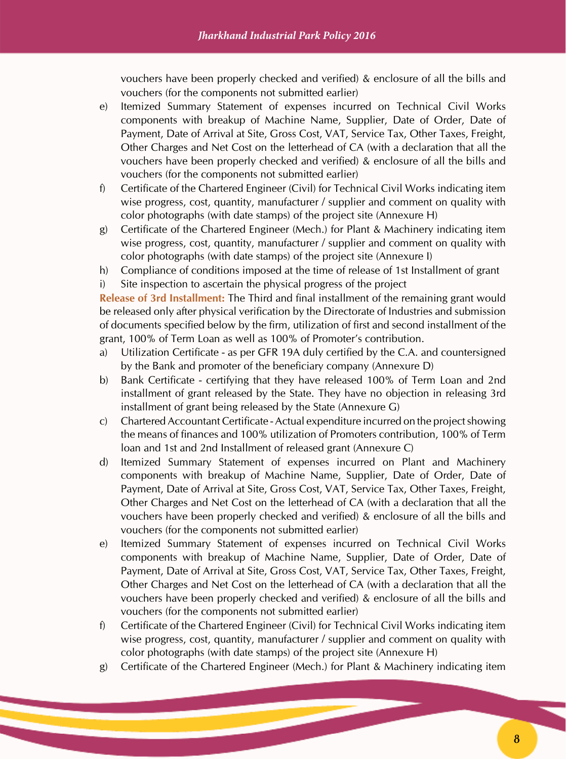vouchers have been properly checked and verified) & enclosure of all the bills and vouchers (for the components not submitted earlier)

e) Itemized Summary Statement of expenses incurred on Technical Civil Works components with breakup of Machine Name, Supplier, Date of Order, Date of Payment, Date of Arrival at Site, Gross Cost, VAT, Service Tax, Other Taxes, Freight, Other Charges and Net Cost on the letterhead of CA (with a declaration that all the vouchers have been properly checked and verified) & enclosure of all the bills and vouchers (for the components not submitted earlier)

f) Certificate of the Chartered Engineer (Civil) for Technical Civil Works indicating item wise progress, cost, quantity, manufacturer / supplier and comment on quality with color photographs (with date stamps) of the project site (Annexure H)

g) Certificate of the Chartered Engineer (Mech.) for Plant & Machinery indicating item wise progress, cost, quantity, manufacturer / supplier and comment on quality with color photographs (with date stamps) of the project site (Annexure I)

h) Compliance of conditions imposed at the time of release of 1st Installment of grant

i) Site inspection to ascertain the physical progress of the project

**Release of 3rd Installment:** The Third and final installment of the remaining grant would be released only after physical verification by the Directorate of Industries and submission of documents specified below by the firm, utilization of first and second installment of the grant, 100% of Term Loan as well as 100% of Promoter's contribution.

a) Utilization Certificate - as per GFR 19A duly certified by the C.A. and countersigned by the Bank and promoter of the beneficiary company (Annexure D)

b) Bank Certificate - certifying that they have released 100% of Term Loan and 2nd installment of grant released by the State. They have no objection in releasing 3rd installment of grant being released by the State (Annexure G)

c) Chartered Accountant Certificate - Actual expenditure incurred on the project showing the means of finances and 100% utilization of Promoters contribution, 100% of Term loan and 1st and 2nd Installment of released grant (Annexure C)

d) Itemized Summary Statement of expenses incurred on Plant and Machinery components with breakup of Machine Name, Supplier, Date of Order, Date of Payment, Date of Arrival at Site, Gross Cost, VAT, Service Tax, Other Taxes, Freight, Other Charges and Net Cost on the letterhead of CA (with a declaration that all the vouchers have been properly checked and verified) & enclosure of all the bills and vouchers (for the components not submitted earlier)

e) Itemized Summary Statement of expenses incurred on Technical Civil Works components with breakup of Machine Name, Supplier, Date of Order, Date of Payment, Date of Arrival at Site, Gross Cost, VAT, Service Tax, Other Taxes, Freight, Other Charges and Net Cost on the letterhead of CA (with a declaration that all the vouchers have been properly checked and verified) & enclosure of all the bills and vouchers (for the components not submitted earlier)

f) Certificate of the Chartered Engineer (Civil) for Technical Civil Works indicating item wise progress, cost, quantity, manufacturer / supplier and comment on quality with color photographs (with date stamps) of the project site (Annexure H)

g) Certificate of the Chartered Engineer (Mech.) for Plant & Machinery indicating item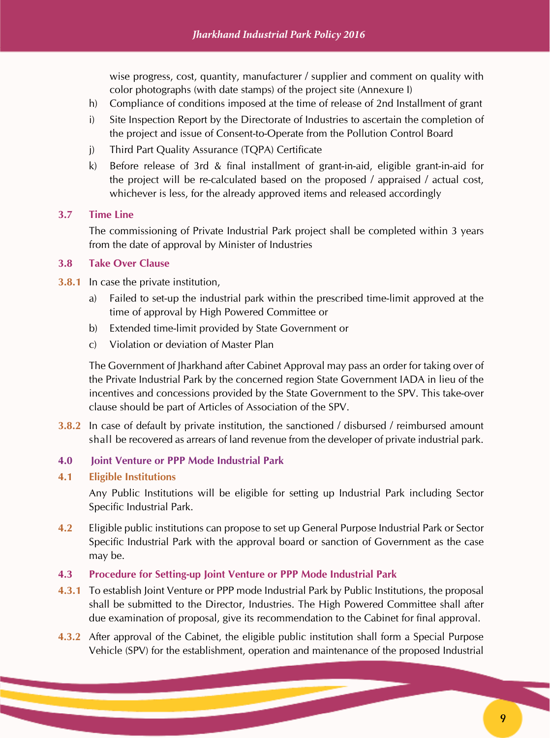wise progress, cost, quantity, manufacturer / supplier and comment on quality with color photographs (with date stamps) of the project site (Annexure I)

h) Compliance of conditions imposed at the time of release of 2nd Installment of grant

i) Site Inspection Report by the Directorate of Industries to ascertain the completion of the project and issue of Consent-to-Operate from the Pollution Control Board

j) Third Part Quality Assurance (TQPA) Certificate

k) Before release of 3rd & final installment of grant-in-aid, eligible grant-in-aid for the project will be re-calculated based on the proposed / appraised / actual cost, whichever is less, for the already approved items and released accordingly

### 3.7 Time Line

The commissioning of Private Industrial Park project shall be completed within 3 years from the date of approval by Minister of Industries

### 3.8 Take Over Clause

**3.8.1** In case the private institution,

a) Failed to set-up the industrial park within the prescribed time-limit approved at the time of approval by High Powered Committee or

b) Extended time-limit provided by State Government or

c) Violation or deviation of Master Plan

The Government of Jharkhand after Cabinet Approval may pass an order for taking over of the Private Industrial Park by the concerned region State Government IADA in lieu of the incentives and concessions provided by the State Government to the SPV. This take-over clause should be part of Articles of Association of the SPV.

**3.8.2** In case of default by private institution, the sanctioned / disbursed / reimbursed amount shall be recovered as arrears of land revenue from the developer of private industrial park.

## 4.0 Joint Venture or PPP Mode Industrial Park

### 4.1 Eligible Institutions

Any Public Institutions will be eligible for setting up Industrial Park including Sector Specific Industrial Park.

**4.2** Eligible public institutions can propose to set up General Purpose Industrial Park or Sector Specific Industrial Park with the approval board or sanction of Government as the case may be.

### 4.3 Procedure for Setting-up Joint Venture or PPP Mode Industrial Park

**4.3.1** To establish Joint Venture or PPP mode Industrial Park by Public Institutions, the proposal shall be submitted to the Director, Industries. The High Powered Committee shall after due examination of proposal, give its recommendation to the Cabinet for final approval.

**4.3.2** After approval of the Cabinet, the eligible public institution shall form a Special Purpose Vehicle (SPV) for the establishment, operation and maintenance of the proposed Industrial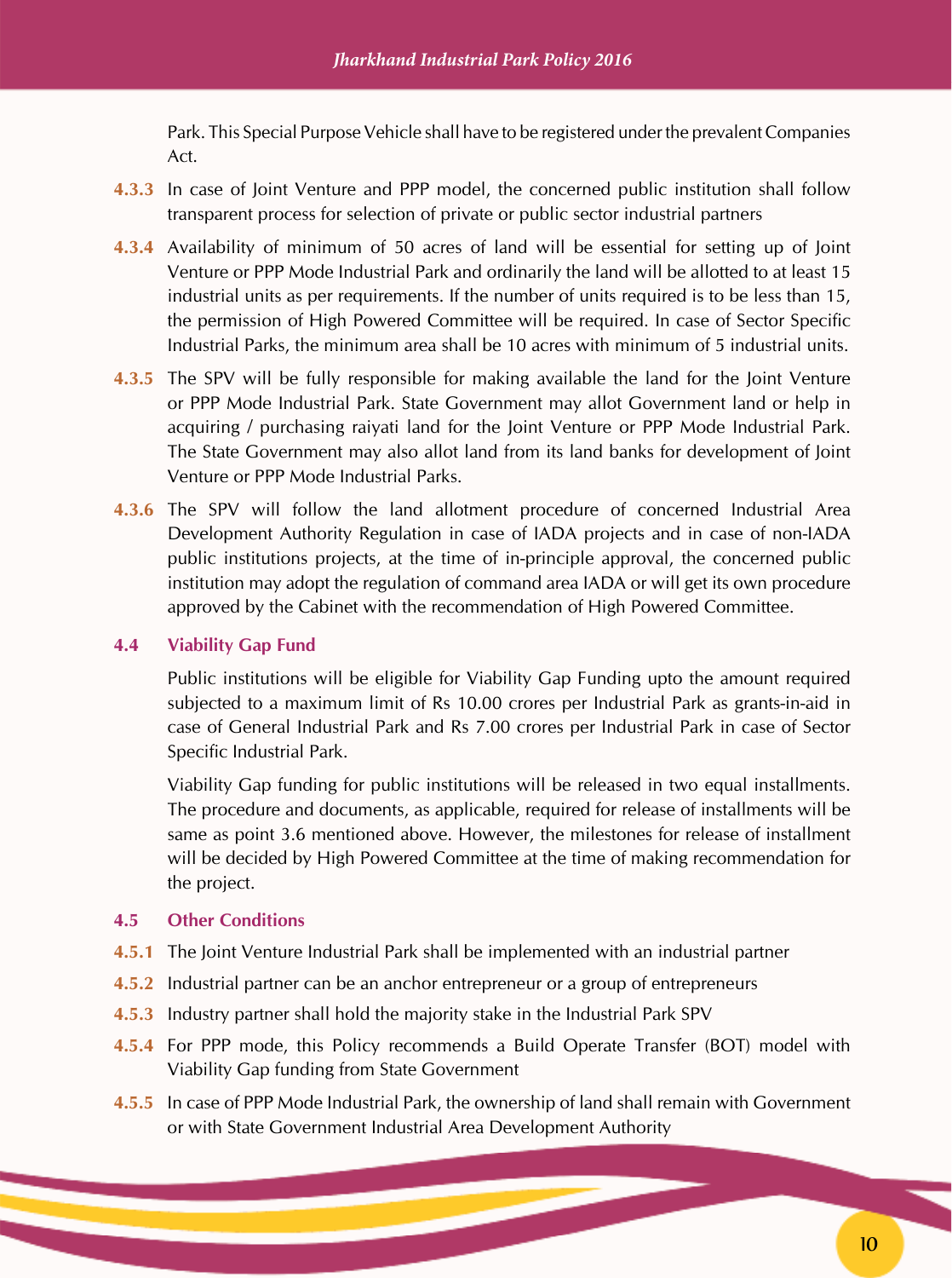Park. This Special Purpose Vehicle shall have to be registered under the prevalent Companies Act.

**4.3.3** In case of Joint Venture and PPP model, the concerned public institution shall follow transparent process for selection of private or public sector industrial partners

**4.3.4** Availability of minimum of 50 acres of land will be essential for setting up of Joint Venture or PPP Mode Industrial Park and ordinarily the land will be allotted to at least 15 industrial units as per requirements. If the number of units required is to be less than 15, the permission of High Powered Committee will be required. In case of Sector Specific Industrial Parks, the minimum area shall be 10 acres with minimum of 5 industrial units.

**4.3.5** The SPV will be fully responsible for making available the land for the Joint Venture or PPP Mode Industrial Park. State Government may allot Government land or help in acquiring / purchasing raiyati land for the Joint Venture or PPP Mode Industrial Park. The State Government may also allot land from its land banks for development of Joint Venture or PPP Mode Industrial Parks.

**4.3.6** The SPV will follow the land allotment procedure of concerned Industrial Area Development Authority Regulation in case of IADA projects and in case of non-IADA public institutions projects, at the time of in-principle approval, the concerned public institution may adopt the regulation of command area IADA or will get its own procedure approved by the Cabinet with the recommendation of High Powered Committee.

### 4.4 Viability Gap Fund

Public institutions will be eligible for Viability Gap Funding upto the amount required subjected to a maximum limit of Rs 10.00 crores per Industrial Park as grants-in-aid in case of General Industrial Park and Rs 7.00 crores per Industrial Park in case of Sector Specific Industrial Park.

Viability Gap funding for public institutions will be released in two equal installments. The procedure and documents, as applicable, required for release of installments will be same as point 3.6 mentioned above. However, the milestones for release of installment will be decided by High Powered Committee at the time of making recommendation for the project.

### 4.5 Other Conditions

**4.5.1** The Joint Venture Industrial Park shall be implemented with an industrial partner

**4.5.2** Industrial partner can be an anchor entrepreneur or a group of entrepreneurs

**4.5.3** Industry partner shall hold the majority stake in the Industrial Park SPV

**4.5.4** For PPP mode, this Policy recommends a Build Operate Transfer (BOT) model with Viability Gap funding from State Government

**4.5.5** In case of PPP Mode Industrial Park, the ownership of land shall remain with Government or with State Government Industrial Area Development Authority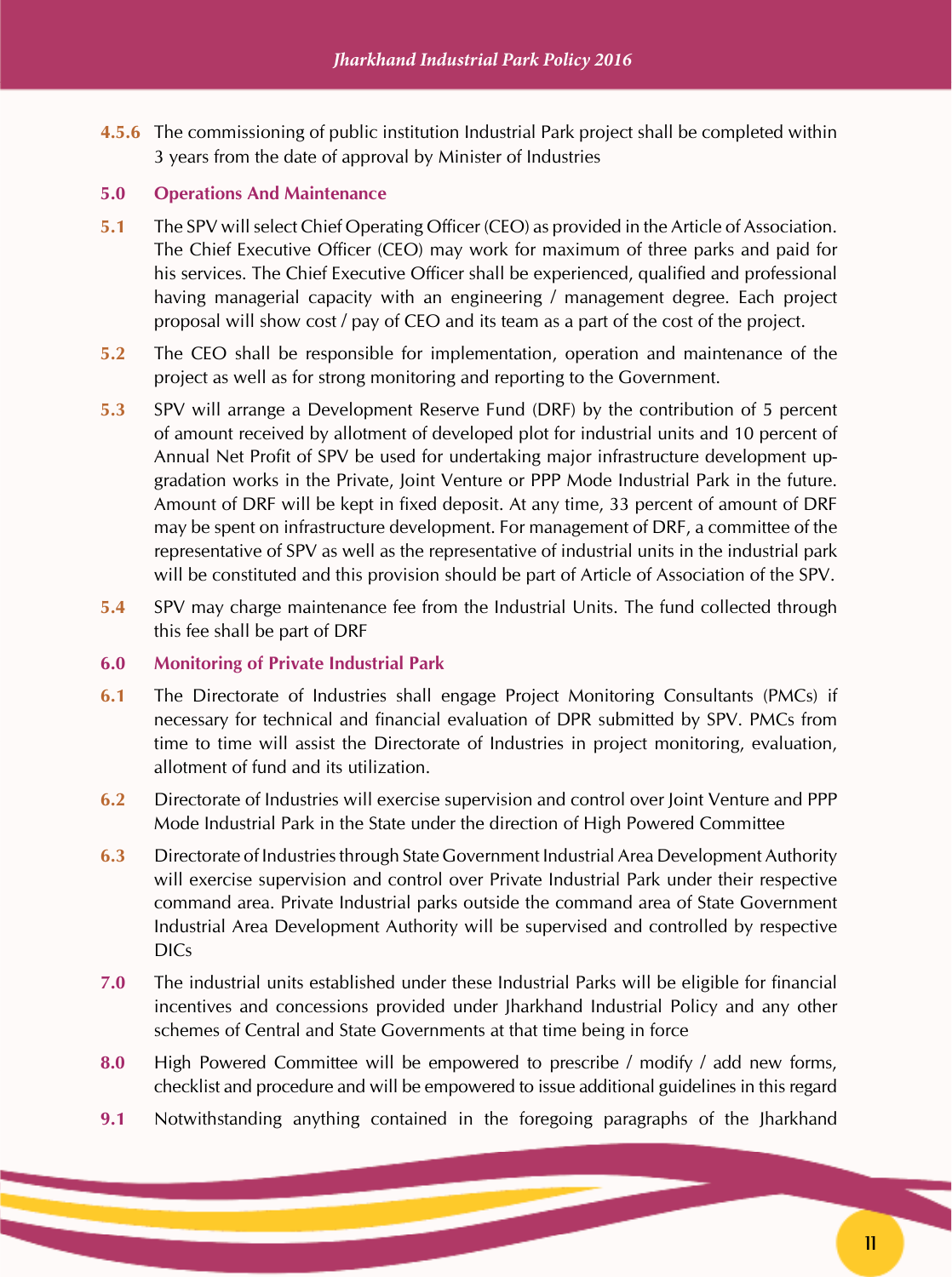**4.5.6** The commissioning of public institution Industrial Park project shall be completed within 3 years from the date of approval by Minister of Industries

## 5.0 Operations And Maintenance

**5.1** The SPV will select Chief Operating Officer (CEO) as provided in the Article of Association. The Chief Executive Officer (CEO) may work for maximum of three parks and paid for his services. The Chief Executive Officer shall be experienced, qualified and professional having managerial capacity with an engineering / management degree. Each project proposal will show cost / pay of CEO and its team as a part of the cost of the project.

**5.2** The CEO shall be responsible for implementation, operation and maintenance of the project as well as for strong monitoring and reporting to the Government.

**5.3** SPV will arrange a Development Reserve Fund (DRF) by the contribution of 5 percent of amount received by allotment of developed plot for industrial units and 10 percent of Annual Net Profit of SPV be used for undertaking major infrastructure development up-gradation works in the Private, Joint Venture or PPP Mode Industrial Park in the future. Amount of DRF will be kept in fixed deposit. At any time, 33 percent of amount of DRF may be spent on infrastructure development. For management of DRF, a committee of the representative of SPV as well as the representative of industrial units in the industrial park will be constituted and this provision should be part of Article of Association of the SPV.

**5.4** SPV may charge maintenance fee from the Industrial Units. The fund collected through this fee shall be part of DRF

## 6.0 Monitoring of Private Industrial Park

**6.1** The Directorate of Industries shall engage Project Monitoring Consultants (PMCs) if necessary for technical and financial evaluation of DPR submitted by SPV. PMCs from time to time will assist the Directorate of Industries in project monitoring, evaluation, allotment of fund and its utilization.

**6.2** Directorate of Industries will exercise supervision and control over Joint Venture and PPP Mode Industrial Park in the State under the direction of High Powered Committee

**6.3** Directorate of Industries through State Government Industrial Area Development Authority will exercise supervision and control over Private Industrial Park under their respective command area. Private Industrial parks outside the command area of State Government Industrial Area Development Authority will be supervised and controlled by respective DICs

**7.0** The industrial units established under these Industrial Parks will be eligible for financial incentives and concessions provided under Jharkhand Industrial Policy and any other schemes of Central and State Governments at that time being in force

**8.0** High Powered Committee will be empowered to prescribe / modify / add new forms, checklist and procedure and will be empowered to issue additional guidelines in this regard

**9.1** Notwithstanding anything contained in the foregoing paragraphs of the Jharkhand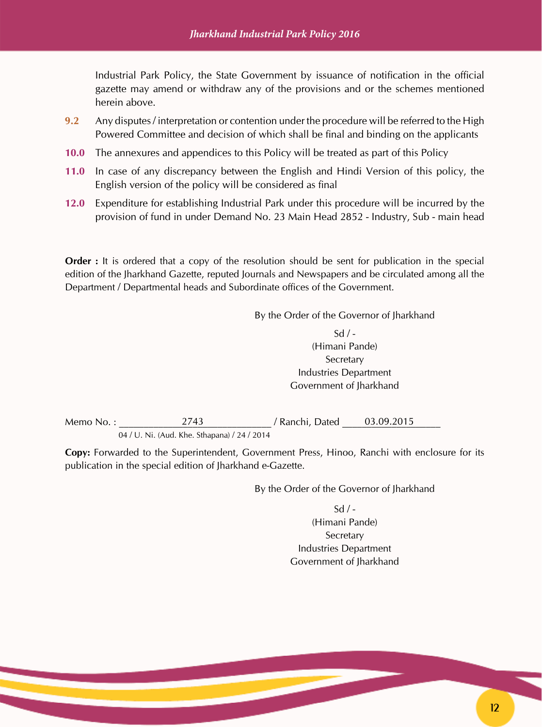Industrial Park Policy, the State Government by issuance of notification in the official gazette may amend or withdraw any of the provisions and or the schemes mentioned herein above.

**9.2** Any disputes / interpretation or contention under the procedure will be referred to the High Powered Committee and decision of which shall be final and binding on the applicants

**10.0** The annexures and appendices to this Policy will be treated as part of this Policy

**11.0** In case of any discrepancy between the English and Hindi Version of this policy, the English version of the policy will be considered as final

**12.0** Expenditure for establishing Industrial Park under this procedure will be incurred by the provision of fund in under Demand No. 23 Main Head 2852 - Industry, Sub - main head

**Order :** It is ordered that a copy of the resolution should be sent for publication in the special edition of the Jharkhand Gazette, reputed Journals and Newspapers and be circulated among all the Department / Departmental heads and Subordinate offices of the Government.

By the Order of the Governor of Jharkhand

Sd / -
(Himani Pande)
Secretary
Industries Department
Government of Jharkhand

Memo No. : 2743 / Ranchi, Dated 03.09.2015
04 / U. Ni. (Aud. Khe. Sthapana) / 24 / 2014

**Copy:** Forwarded to the Superintendent, Government Press, Hinoo, Ranchi with enclosure for its publication in the special edition of Jharkhand e-Gazette.

By the Order of the Governor of Jharkhand

Sd / -
(Himani Pande)
Secretary
Industries Department
Government of Jharkhand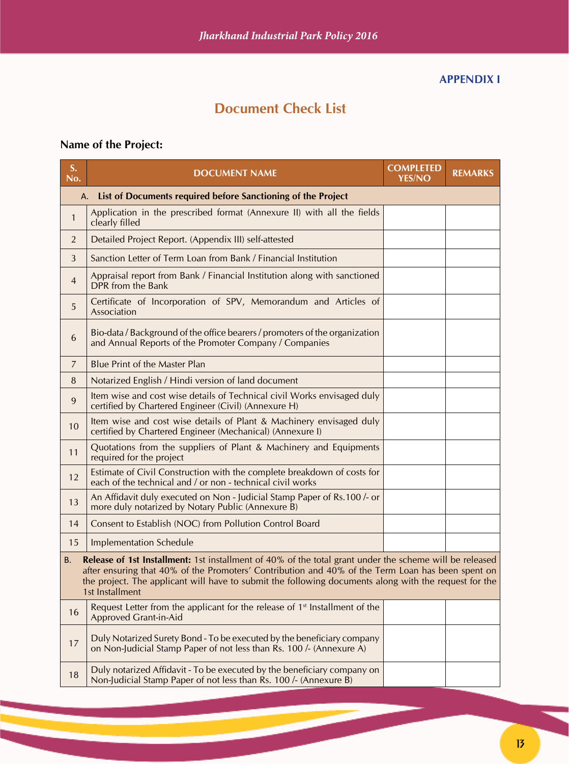APPENDIX I

## Document Check List

**Name of the Project:**

| S. No. | DOCUMENT NAME | COMPLETED YES/NO | REMARKS |
|---|---|---|---|
| | **A. List of Documents required before Sanctioning of the Project** | | |
| 1 | Application in the prescribed format (Annexure II) with all the fields clearly filled | | |
| 2 | Detailed Project Report. (Appendix III) self-attested | | |
| 3 | Sanction Letter of Term Loan from Bank / Financial Institution | | |
| 4 | Appraisal report from Bank / Financial Institution along with sanctioned DPR from the Bank | | |
| 5 | Certificate of Incorporation of SPV, Memorandum and Articles of Association | | |
| 6 | Bio-data / Background of the office bearers / promoters of the organization and Annual Reports of the Promoter Company / Companies | | |
| 7 | Blue Print of the Master Plan | | |
| 8 | Notarized English / Hindi version of land document | | |
| 9 | Item wise and cost wise details of Technical civil Works envisaged duly certified by Chartered Engineer (Civil) (Annexure H) | | |
| 10 | Item wise and cost wise details of Plant & Machinery envisaged duly certified by Chartered Engineer (Mechanical) (Annexure I) | | |
| 11 | Quotations from the suppliers of Plant & Machinery and Equipments required for the project | | |
| 12 | Estimate of Civil Construction with the complete breakdown of costs for each of the technical and / or non - technical civil works | | |
| 13 | An Affidavit duly executed on Non - Judicial Stamp Paper of Rs.100 /- or more duly notarized by Notary Public (Annexure B) | | |
| 14 | Consent to Establish (NOC) from Pollution Control Board | | |
| 15 | Implementation Schedule | | |
| B. | **Release of 1st Installment:** 1st installment of 40% of the total grant under the scheme will be released after ensuring that 40% of the Promoters' Contribution and 40% of the Term Loan has been spent on the project. The applicant will have to submit the following documents along with the request for the 1st Installment | | |
| 16 | Request Letter from the applicant for the release of 1st Installment of the Approved Grant-in-Aid | | |
| 17 | Duly Notarized Surety Bond - To be executed by the beneficiary company on Non-Judicial Stamp Paper of not less than Rs. 100 /- (Annexure A) | | |
| 18 | Duly notarized Affidavit - To be executed by the beneficiary company on Non-Judicial Stamp Paper of not less than Rs. 100 /- (Annexure B) | | |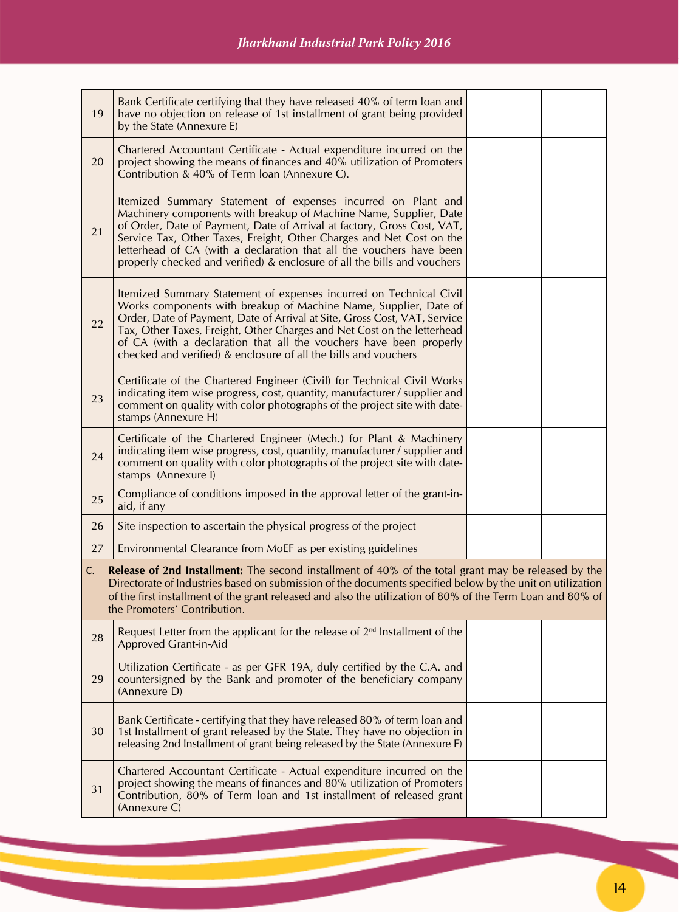| | | | |
|---|---|---|---|
| 19 | Bank Certificate certifying that they have released 40% of term loan and have no objection on release of 1st installment of grant being provided by the State (Annexure E) | | |
| 20 | Chartered Accountant Certificate - Actual expenditure incurred on the project showing the means of finances and 40% utilization of Promoters Contribution & 40% of Term loan (Annexure C). | | |
| 21 | Itemized Summary Statement of expenses incurred on Plant and Machinery components with breakup of Machine Name, Supplier, Date of Order, Date of Payment, Date of Arrival at factory, Gross Cost, VAT, Service Tax, Other Taxes, Freight, Other Charges and Net Cost on the letterhead of CA (with a declaration that all the vouchers have been properly checked and verified) & enclosure of all the bills and vouchers | | |
| 22 | Itemized Summary Statement of expenses incurred on Technical Civil Works components with breakup of Machine Name, Supplier, Date of Order, Date of Payment, Date of Arrival at Site, Gross Cost, VAT, Service Tax, Other Taxes, Freight, Other Charges and Net Cost on the letterhead of CA (with a declaration that all the vouchers have been properly checked and verified) & enclosure of all the bills and vouchers | | |
| 23 | Certificate of the Chartered Engineer (Civil) for Technical Civil Works indicating item wise progress, cost, quantity, manufacturer / supplier and comment on quality with color photographs of the project site with date-stamps (Annexure H) | | |
| 24 | Certificate of the Chartered Engineer (Mech.) for Plant & Machinery indicating item wise progress, cost, quantity, manufacturer / supplier and comment on quality with color photographs of the project site with date-stamps (Annexure I) | | |
| 25 | Compliance of conditions imposed in the approval letter of the grant-in-aid, if any | | |
| 26 | Site inspection to ascertain the physical progress of the project | | |
| 27 | Environmental Clearance from MoEF as per existing guidelines | | |
| C. | **Release of 2nd Installment:** The second installment of 40% of the total grant may be released by the Directorate of Industries based on submission of the documents specified below by the unit on utilization of the first installment of the grant released and also the utilization of 80% of the Term Loan and 80% of the Promoters' Contribution. | | |
| 28 | Request Letter from the applicant for the release of 2nd Installment of the Approved Grant-in-Aid | | |
| 29 | Utilization Certificate - as per GFR 19A, duly certified by the C.A. and countersigned by the Bank and promoter of the beneficiary company (Annexure D) | | |
| 30 | Bank Certificate - certifying that they have released 80% of term loan and 1st Installment of grant released by the State. They have no objection in releasing 2nd Installment of grant being released by the State (Annexure F) | | |
| 31 | Chartered Accountant Certificate - Actual expenditure incurred on the project showing the means of finances and 80% utilization of Promoters Contribution, 80% of Term loan and 1st installment of released grant (Annexure C) | | |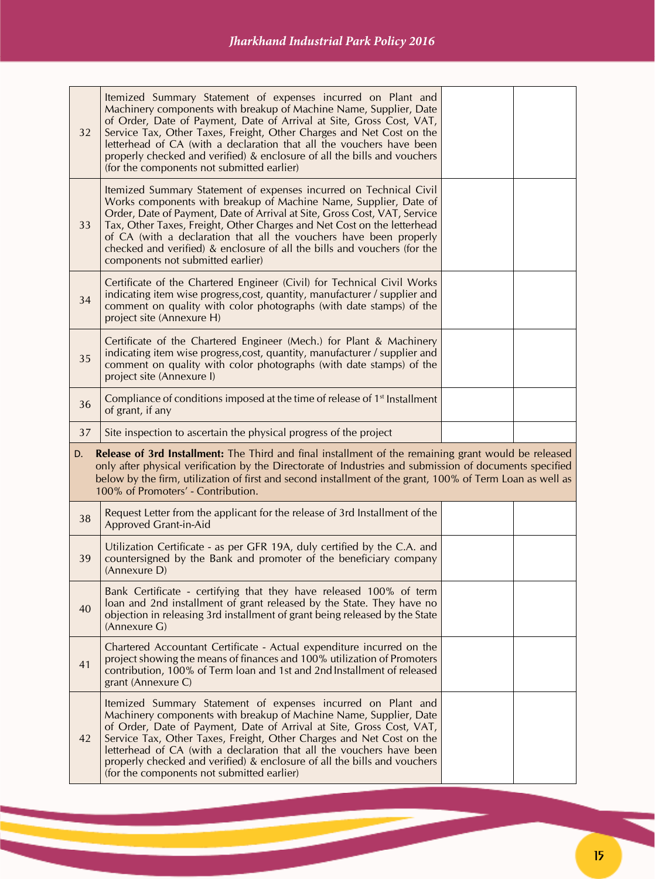| | | | |
|---|---|---|---|
| 32 | Itemized Summary Statement of expenses incurred on Plant and Machinery components with breakup of Machine Name, Supplier, Date of Order, Date of Payment, Date of Arrival at Site, Gross Cost, VAT, Service Tax, Other Taxes, Freight, Other Charges and Net Cost on the letterhead of CA (with a declaration that all the vouchers have been properly checked and verified) & enclosure of all the bills and vouchers (for the components not submitted earlier) | | |
| 33 | Itemized Summary Statement of expenses incurred on Technical Civil Works components with breakup of Machine Name, Supplier, Date of Order, Date of Payment, Date of Arrival at Site, Gross Cost, VAT, Service Tax, Other Taxes, Freight, Other Charges and Net Cost on the letterhead of CA (with a declaration that all the vouchers have been properly checked and verified) & enclosure of all the bills and vouchers (for the components not submitted earlier) | | |
| 34 | Certificate of the Chartered Engineer (Civil) for Technical Civil Works indicating item wise progress,cost, quantity, manufacturer / supplier and comment on quality with color photographs (with date stamps) of the project site (Annexure H) | | |
| 35 | Certificate of the Chartered Engineer (Mech.) for Plant & Machinery indicating item wise progress,cost, quantity, manufacturer / supplier and comment on quality with color photographs (with date stamps) of the project site (Annexure I) | | |
| 36 | Compliance of conditions imposed at the time of release of 1st Installment of grant, if any | | |
| 37 | Site inspection to ascertain the physical progress of the project | | |
| D. | **Release of 3rd Installment:** The Third and final installment of the remaining grant would be released only after physical verification by the Directorate of Industries and submission of documents specified below by the firm, utilization of first and second installment of the grant, 100% of Term Loan as well as 100% of Promoters' - Contribution. | | |
| 38 | Request Letter from the applicant for the release of 3rd Installment of the Approved Grant-in-Aid | | |
| 39 | Utilization Certificate - as per GFR 19A, duly certified by the C.A. and countersigned by the Bank and promoter of the beneficiary company (Annexure D) | | |
| 40 | Bank Certificate - certifying that they have released 100% of term loan and 2nd installment of grant released by the State. They have no objection in releasing 3rd installment of grant being released by the State (Annexure G) | | |
| 41 | Chartered Accountant Certificate - Actual expenditure incurred on the project showing the means of finances and 100% utilization of Promoters contribution, 100% of Term loan and 1st and 2nd Installment of released grant (Annexure C) | | |
| 42 | Itemized Summary Statement of expenses incurred on Plant and Machinery components with breakup of Machine Name, Supplier, Date of Order, Date of Payment, Date of Arrival at Site, Gross Cost, VAT, Service Tax, Other Taxes, Freight, Other Charges and Net Cost on the letterhead of CA (with a declaration that all the vouchers have been properly checked and verified) & enclosure of all the bills and vouchers (for the components not submitted earlier) | | |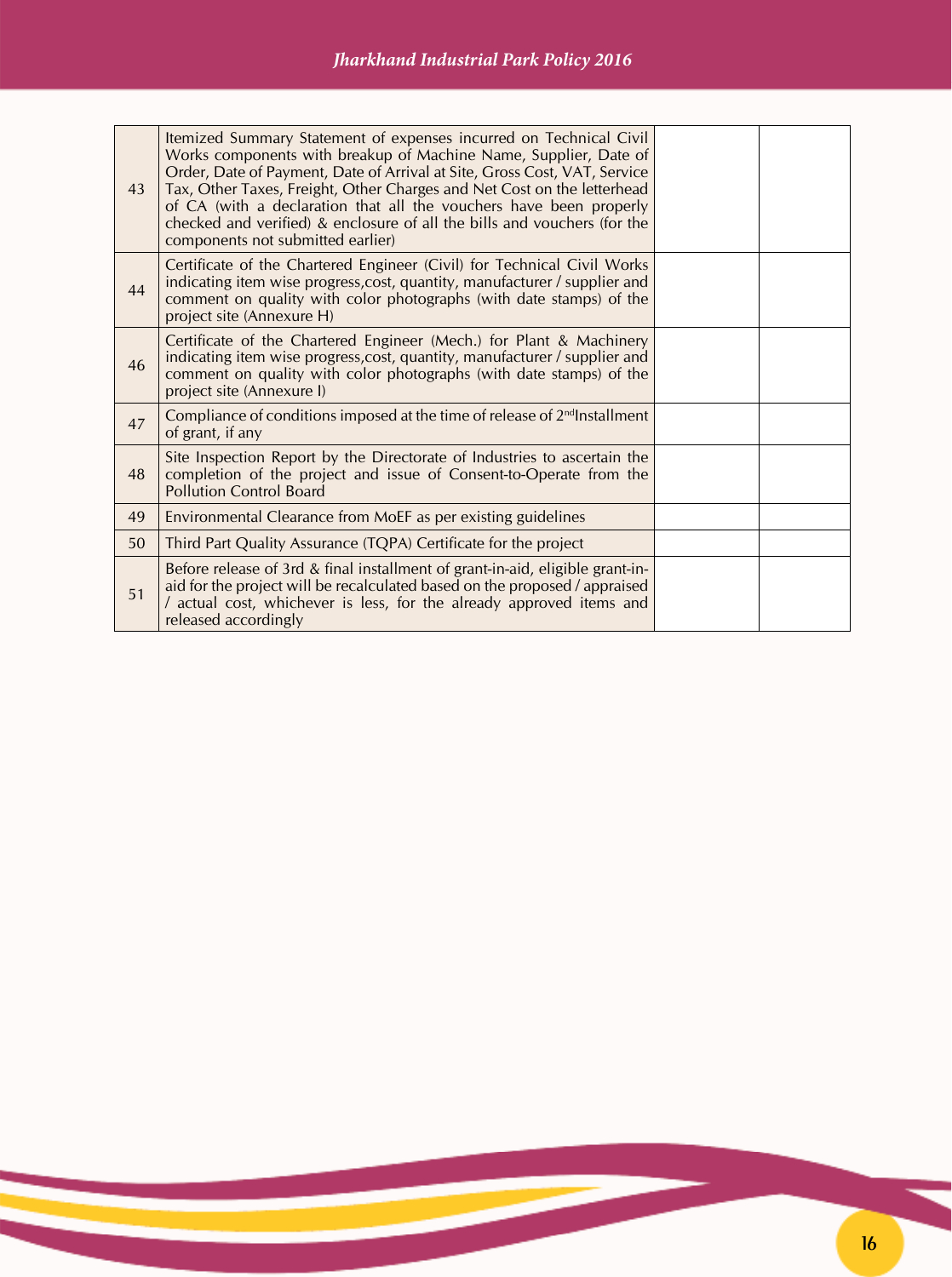| | | | |
|---|---|---|---|
| 43 | Itemized Summary Statement of expenses incurred on Technical Civil Works components with breakup of Machine Name, Supplier, Date of Order, Date of Payment, Date of Arrival at Site, Gross Cost, VAT, Service Tax, Other Taxes, Freight, Other Charges and Net Cost on the letterhead of CA (with a declaration that all the vouchers have been properly checked and verified) & enclosure of all the bills and vouchers (for the components not submitted earlier) | | |
| 44 | Certificate of the Chartered Engineer (Civil) for Technical Civil Works indicating item wise progress,cost, quantity, manufacturer / supplier and comment on quality with color photographs (with date stamps) of the project site (Annexure H) | | |
| 46 | Certificate of the Chartered Engineer (Mech.) for Plant & Machinery indicating item wise progress,cost, quantity, manufacturer / supplier and comment on quality with color photographs (with date stamps) of the project site (Annexure I) | | |
| 47 | Compliance of conditions imposed at the time of release of 2ndInstallment of grant, if any | | |
| 48 | Site Inspection Report by the Directorate of Industries to ascertain the completion of the project and issue of Consent-to-Operate from the Pollution Control Board | | |
| 49 | Environmental Clearance from MoEF as per existing guidelines | | |
| 50 | Third Part Quality Assurance (TQPA) Certificate for the project | | |
| 51 | Before release of 3rd & final installment of grant-in-aid, eligible grant-in-aid for the project will be recalculated based on the proposed / appraised / actual cost, whichever is less, for the already approved items and released accordingly | | |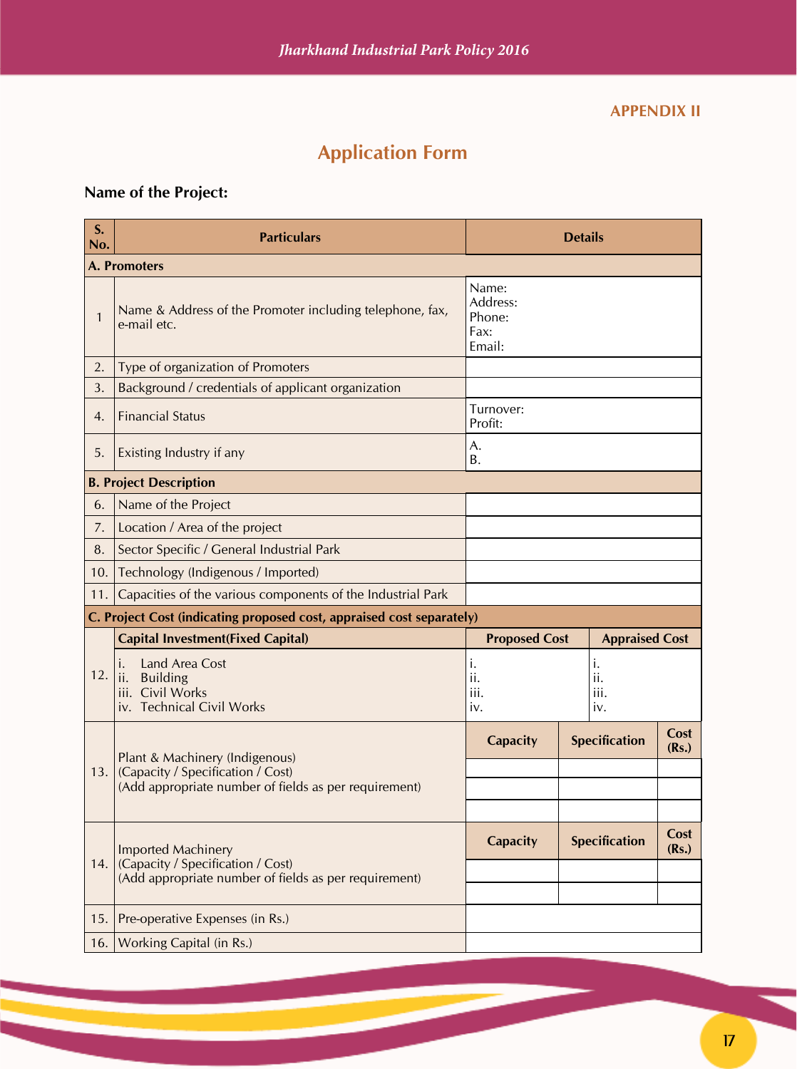**APPENDIX II**

## Application Form

**Name of the Project:**

| S. No. | Particulars | Details | | |
|---|---|---|---|---|
| **A. Promoters** | | | | |
| 1 | Name & Address of the Promoter including telephone, fax, e-mail etc. | Name:<br>Address:<br>Phone:<br>Fax:<br>Email: | | |
| 2. | Type of organization of Promoters | | | |
| 3. | Background / credentials of applicant organization | | | |
| 4. | Financial Status | Turnover:<br>Profit: | | |
| 5. | Existing Industry if any | A.<br>B. | | |
| **B. Project Description** | | | | |
| 6. | Name of the Project | | | |
| 7. | Location / Area of the project | | | |
| 8. | Sector Specific / General Industrial Park | | | |
| 10. | Technology (Indigenous / Imported) | | | |
| 11. | Capacities of the various components of the Industrial Park | | | |
| **C. Project Cost (indicating proposed cost, appraised cost separately)** | | | | |
| 12. | **Capital Investment(Fixed Capital)** | **Proposed Cost** | **Appraised Cost** | |
| | i. Land Area Cost<br>ii. Building<br>iii. Civil Works<br>iv. Technical Civil Works | i.<br>ii.<br>iii.<br>iv. | i.<br>ii.<br>iii.<br>iv. | |
| 13. | Plant & Machinery (Indigenous)<br>(Capacity / Specification / Cost)<br>(Add appropriate number of fields as per requirement) | **Capacity** | **Specification** | **Cost (Rs.)** |
| | | | | |
| | | | | |
| | | | | |
| 14. | Imported Machinery<br>(Capacity / Specification / Cost)<br>(Add appropriate number of fields as per requirement) | **Capacity** | **Specification** | **Cost (Rs.)** |
| | | | | |
| | | | | |
| 15. | Pre-operative Expenses (in Rs.) | | | |
| 16. | Working Capital (in Rs.) | | | |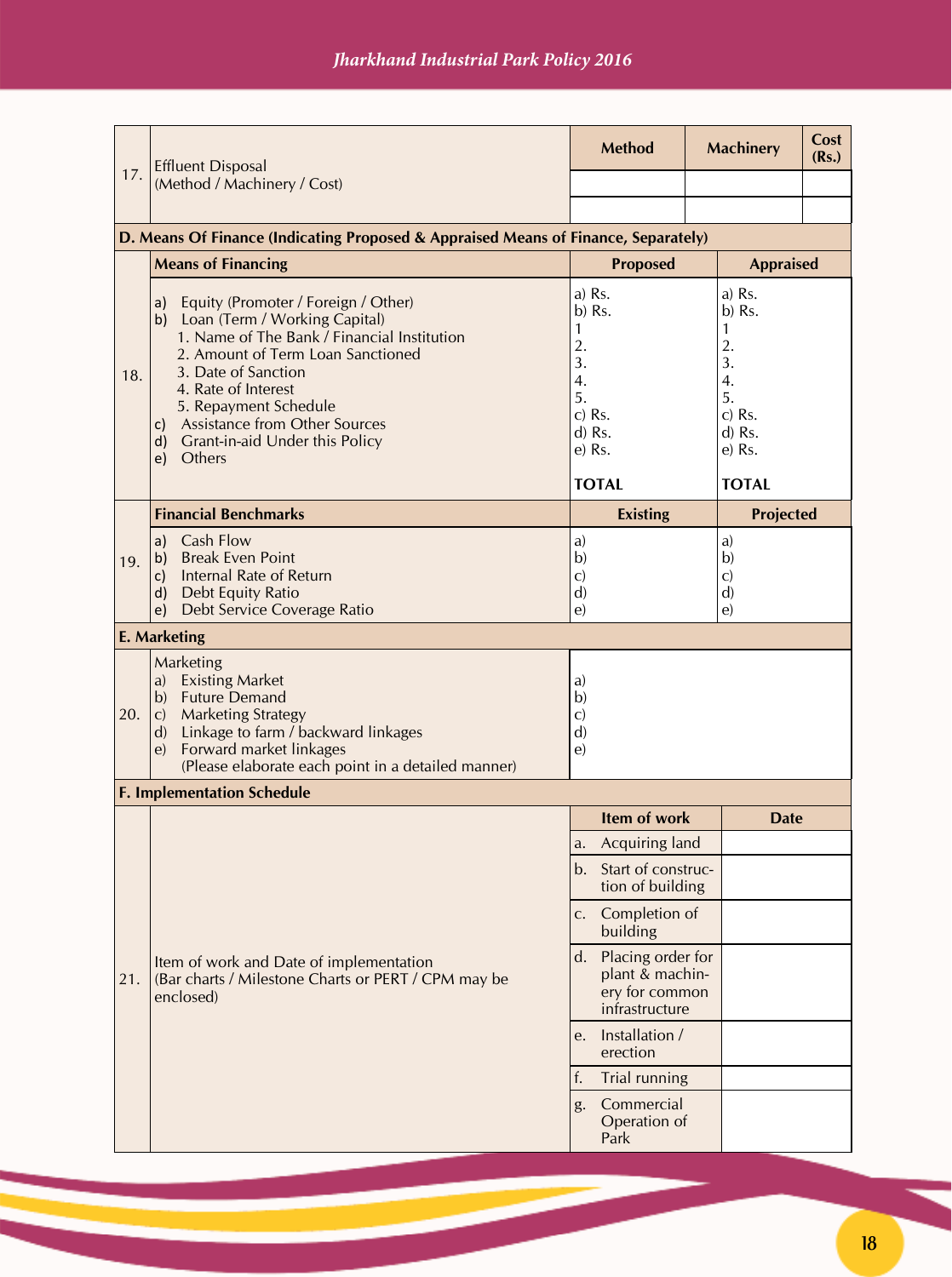| 17. | Effluent Disposal (Method / Machinery / Cost) | Method | Machinery | Cost (Rs.) |
|---|---|---|---|---|
| | | | | |
| | | | | |

**D. Means Of Finance (Indicating Proposed & Appraised Means of Finance, Separately)**

| | Means of Financing | Proposed | Appraised |
|---|---|---|---|
| 18. | a) Equity (Promoter / Foreign / Other)<br>b) Loan (Term / Working Capital)<br>1. Name of The Bank / Financial Institution<br>2. Amount of Term Loan Sanctioned<br>3. Date of Sanction<br>4. Rate of Interest<br>5. Repayment Schedule<br>c) Assistance from Other Sources<br>d) Grant-in-aid Under this Policy<br>e) Others | a) Rs.<br>b) Rs.<br>1<br>2.<br>3.<br>4.<br>5.<br>c) Rs.<br>d) Rs.<br>e) Rs.<br><br>**TOTAL** | a) Rs.<br>b) Rs.<br>1<br>2.<br>3.<br>4.<br>5.<br>c) Rs.<br>d) Rs.<br>e) Rs.<br><br>**TOTAL** |

| | Financial Benchmarks | Existing | Projected |
|---|---|---|---|
| 19. | a) Cash Flow<br>b) Break Even Point<br>c) Internal Rate of Return<br>d) Debt Equity Ratio<br>e) Debt Service Coverage Ratio | a)<br>b)<br>c)<br>d)<br>e) | a)<br>b)<br>c)<br>d)<br>e) |

**E. Marketing**

| | | |
|---|---|---|
| 20. | Marketing<br>a) Existing Market<br>b) Future Demand<br>c) Marketing Strategy<br>d) Linkage to farm / backward linkages<br>e) Forward market linkages<br>(Please elaborate each point in a detailed manner) | a)<br>b)<br>c)<br>d)<br>e) |

**F. Implementation Schedule**

| | | Item of work | Date |
|---|---|---|---|
| 21. | Item of work and Date of implementation (Bar charts / Milestone Charts or PERT / CPM may be enclosed) | a. Acquiring land | |
| | | b. Start of construction of building | |
| | | c. Completion of building | |
| | | d. Placing order for plant & machinery for common infrastructure | |
| | | e. Installation / erection | |
| | | f. Trial running | |
| | | g. Commercial Operation of Park | |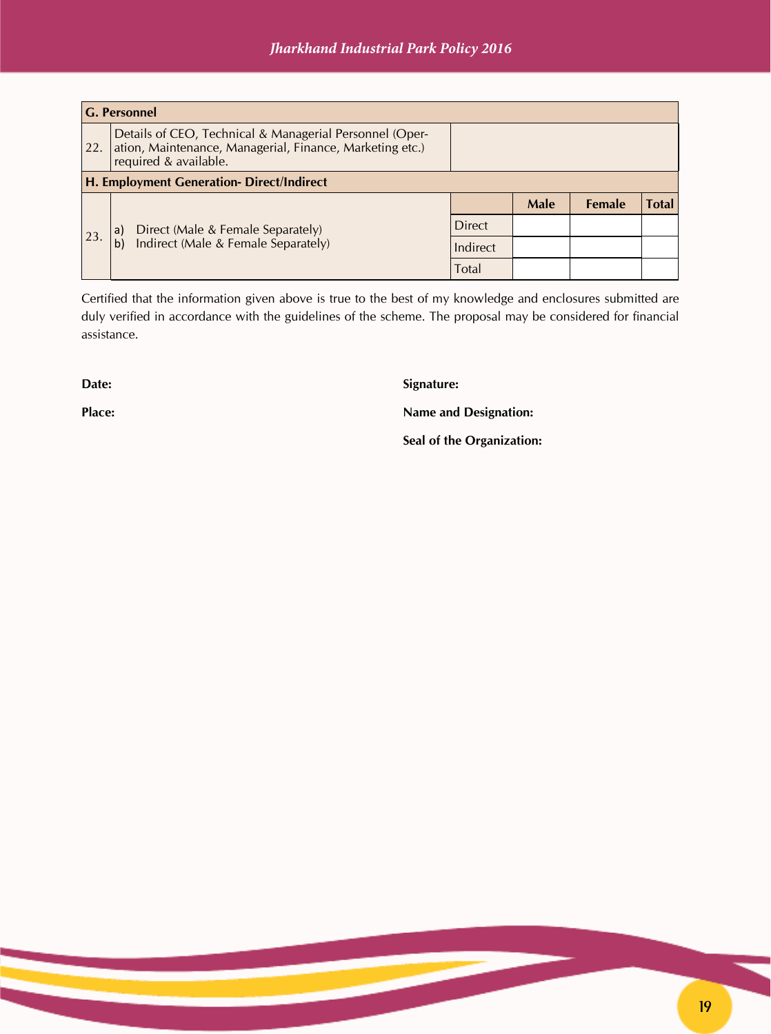| G. Personnel | | | | | |
|---|---|---|---|---|---|
| 22. | Details of CEO, Technical & Managerial Personnel (Operation, Maintenance, Managerial, Finance, Marketing etc.) required & available. | | | | |
| **H. Employment Generation- Direct/Indirect** | | | | | |
| 23. | a) Direct (Male & Female Separately)<br>b) Indirect (Male & Female Separately) | | **Male** | **Female** | **Total** |
| | | Direct | | | |
| | | Indirect | | | |
| | | Total | | | |

Certified that the information given above is true to the best of my knowledge and enclosures submitted are duly verified in accordance with the guidelines of the scheme. The proposal may be considered for financial assistance.

**Date:**

**Place:**

**Signature:**

**Name and Designation:**

**Seal of the Organization:**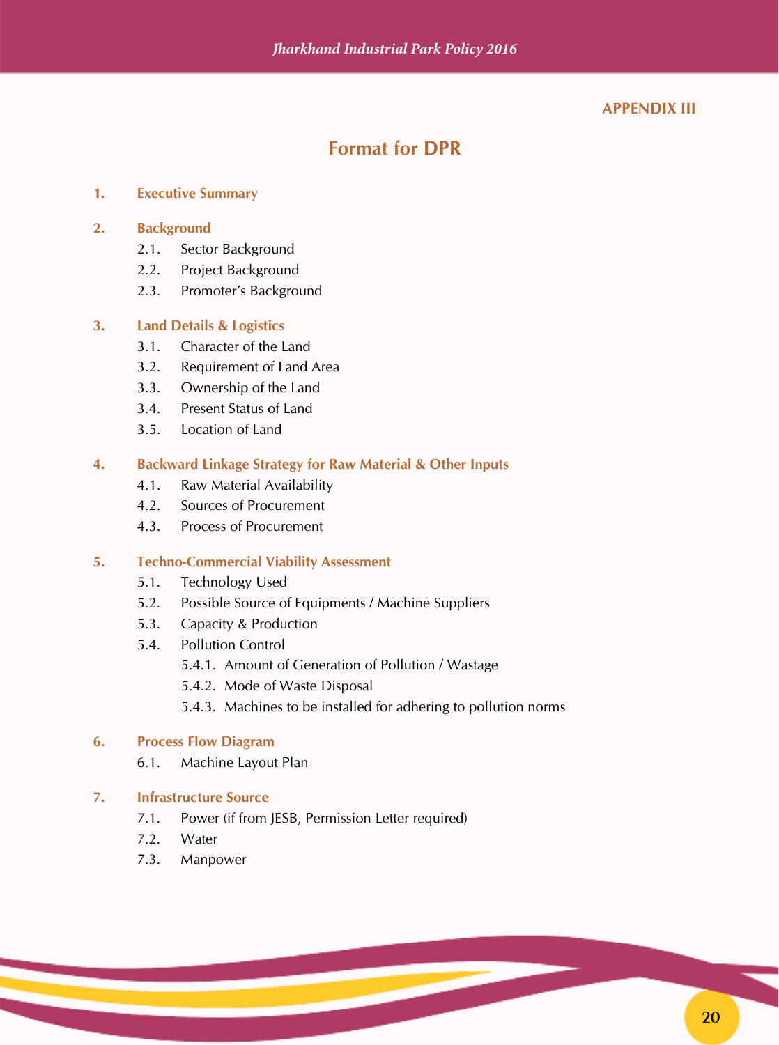**APPENDIX III**

# Format for DPR

1. **Executive Summary**

2. **Background**
   - 2.1. Sector Background
   - 2.2. Project Background
   - 2.3. Promoter's Background

3. **Land Details & Logistics**
   - 3.1. Character of the Land
   - 3.2. Requirement of Land Area
   - 3.3. Ownership of the Land
   - 3.4. Present Status of Land
   - 3.5. Location of Land

4. **Backward Linkage Strategy for Raw Material & Other Inputs**
   - 4.1. Raw Material Availability
   - 4.2. Sources of Procurement
   - 4.3. Process of Procurement

5. **Techno-Commercial Viability Assessment**
   - 5.1. Technology Used
   - 5.2. Possible Source of Equipments / Machine Suppliers
   - 5.3. Capacity & Production
   - 5.4. Pollution Control
     - 5.4.1. Amount of Generation of Pollution / Wastage
     - 5.4.2. Mode of Waste Disposal
     - 5.4.3. Machines to be installed for adhering to pollution norms

6. **Process Flow Diagram**
   - 6.1. Machine Layout Plan

7. **Infrastructure Source**
   - 7.1. Power (if from JESB, Permission Letter required)
   - 7.2. Water
   - 7.3. Manpower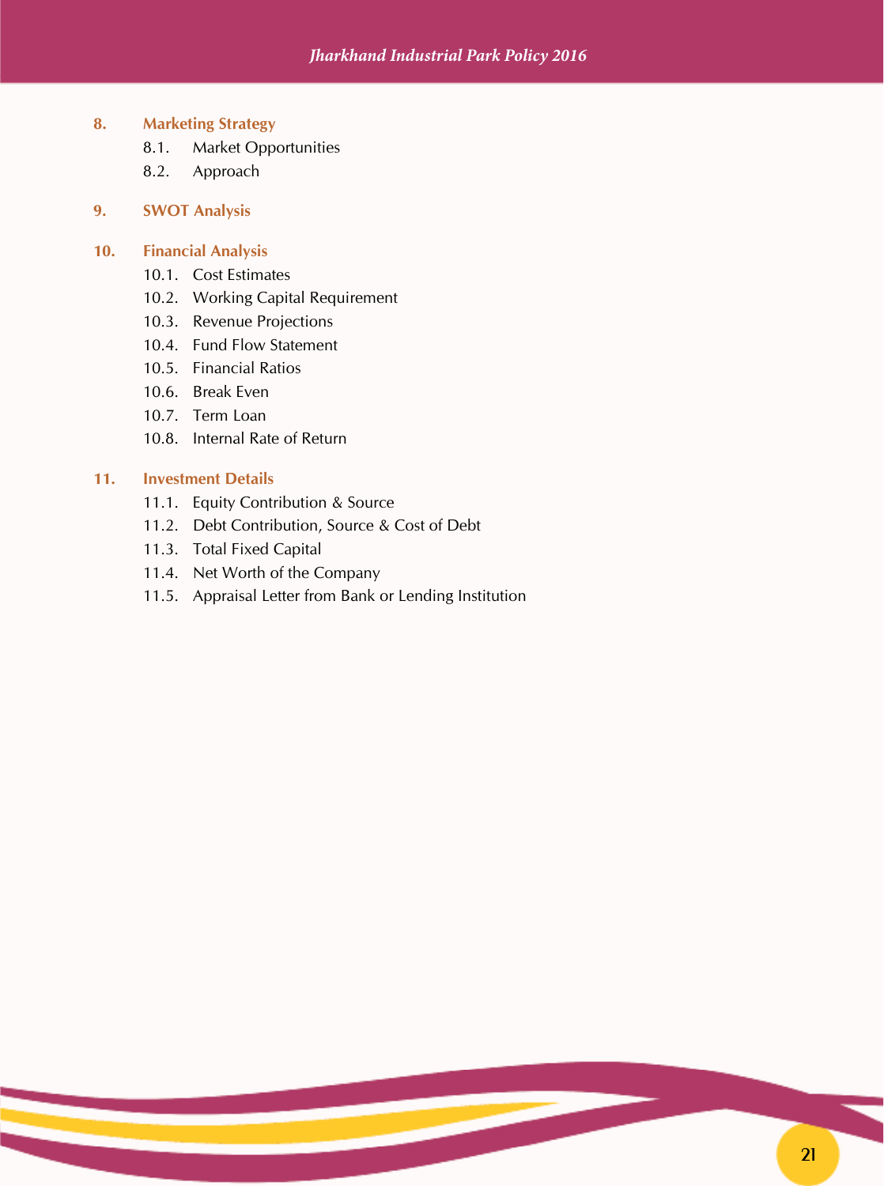**8. Marketing Strategy**

8.1. Market Opportunities

8.2. Approach

**9. SWOT Analysis**

**10. Financial Analysis**

10.1. Cost Estimates

10.2. Working Capital Requirement

10.3. Revenue Projections

10.4. Fund Flow Statement

10.5. Financial Ratios

10.6. Break Even

10.7. Term Loan

10.8. Internal Rate of Return

**11. Investment Details**

11.1. Equity Contribution & Source

11.2. Debt Contribution, Source & Cost of Debt

11.3. Total Fixed Capital

11.4. Net Worth of the Company

11.5. Appraisal Letter from Bank or Lending Institution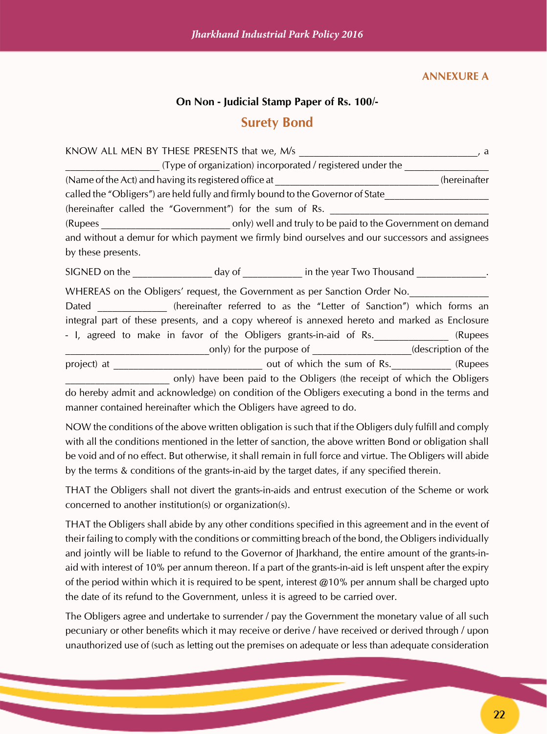ANNEXURE A

**On Non - Judicial Stamp Paper of Rs. 100/-**

## Surety Bond

KNOW ALL MEN BY THESE PRESENTS that we, M/s ___________________________________, a __________________ (Type of organization) incorporated / registered under the ________________ (Name of the Act) and having its registered office at _______________________________ (hereinafter called the "Obligers") are held fully and firmly bound to the Governor of State____________________ (hereinafter called the "Government") for the sum of Rs. ______________________________ (Rupees ________________________ only) well and truly to be paid to the Government on demand and without a demur for which payment we firmly bind ourselves and our successors and assignees by these presents.

SIGNED on the _______________ day of ___________ in the year Two Thousand _____________.

WHEREAS on the Obligers' request, the Government as per Sanction Order No._______________ Dated _____________ (hereinafter referred to as the "Letter of Sanction") which forms an integral part of these presents, and a copy whereof is annexed hereto and marked as Enclosure - I, agreed to make in favor of the Obligers grants-in-aid of Rs.______________ (Rupees ___________________________only) for the purpose of __________________(description of the project) at ____________________________ out of which the sum of Rs.___________ (Rupees ____________________ only) have been paid to the Obligers (the receipt of which the Obligers do hereby admit and acknowledge) on condition of the Obligers executing a bond in the terms and manner contained hereinafter which the Obligers have agreed to do.

NOW the conditions of the above written obligation is such that if the Obligers duly fulfill and comply with all the conditions mentioned in the letter of sanction, the above written Bond or obligation shall be void and of no effect. But otherwise, it shall remain in full force and virtue. The Obligers will abide by the terms & conditions of the grants-in-aid by the target dates, if any specified therein.

THAT the Obligers shall not divert the grants-in-aids and entrust execution of the Scheme or work concerned to another institution(s) or organization(s).

THAT the Obligers shall abide by any other conditions specified in this agreement and in the event of their failing to comply with the conditions or committing breach of the bond, the Obligers individually and jointly will be liable to refund to the Governor of Jharkhand, the entire amount of the grants-in-aid with interest of 10% per annum thereon. If a part of the grants-in-aid is left unspent after the expiry of the period within which it is required to be spent, interest @10% per annum shall be charged upto the date of its refund to the Government, unless it is agreed to be carried over.

The Obligers agree and undertake to surrender / pay the Government the monetary value of all such pecuniary or other benefits which it may receive or derive / have received or derived through / upon unauthorized use of (such as letting out the premises on adequate or less than adequate consideration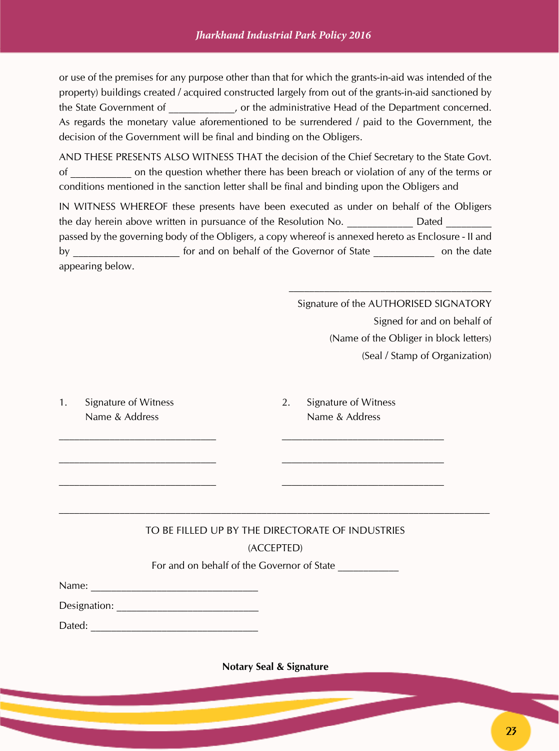or use of the premises for any purpose other than that for which the grants-in-aid was intended of the property) buildings created / acquired constructed largely from out of the grants-in-aid sanctioned by the State Government of ____________, or the administrative Head of the Department concerned. As regards the monetary value aforementioned to be surrendered / paid to the Government, the decision of the Government will be final and binding on the Obligers.

AND THESE PRESENTS ALSO WITNESS THAT the decision of the Chief Secretary to the State Govt. of ___________ on the question whether there has been breach or violation of any of the terms or conditions mentioned in the sanction letter shall be final and binding upon the Obligers and

IN WITNESS WHEREOF these presents have been executed as under on behalf of the Obligers the day herein above written in pursuance of the Resolution No. ____________ Dated ________ passed by the governing body of the Obligers, a copy whereof is annexed hereto as Enclosure - II and by ___________________ for and on behalf of the Governor of State ___________ on the date appearing below.

_______________________________________

Signature of the AUTHORISED SIGNATORY

Signed for and on behalf of

(Name of the Obliger in block letters)

(Seal / Stamp of Organization)

1. Signature of Witness
   Name & Address

   ______________________________

   ______________________________

   ______________________________

2. Signature of Witness
   Name & Address

   ______________________________

   ______________________________

   ______________________________

---

TO BE FILLED UP BY THE DIRECTORATE OF INDUSTRIES

(ACCEPTED)

For and on behalf of the Governor of State ___________

Name: ________________________________

Designation: __________________________

Dated: _______________________________

**Notary Seal & Signature**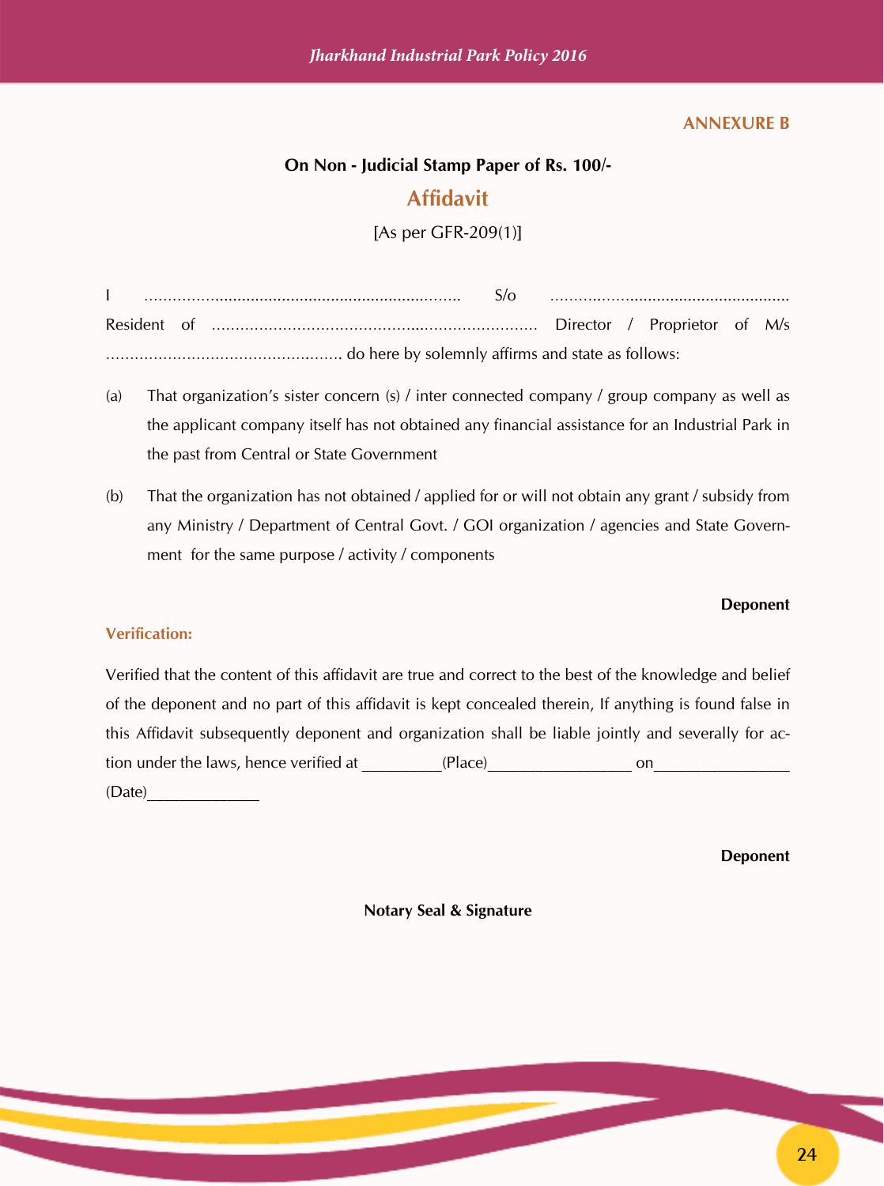**ANNEXURE B**

**On Non - Judicial Stamp Paper of Rs. 100/-**

# Affidavit

[As per GFR-209(1)]

I ........................................................................ S/o ........................................................ Resident of ....................................................................... Director / Proprietor of M/s ................................................... do here by solemnly affirms and state as follows:

(a) That organization's sister concern (s) / inter connected company / group company as well as the applicant company itself has not obtained any financial assistance for an Industrial Park in the past from Central or State Government

(b) That the organization has not obtained / applied for or will not obtain any grant / subsidy from any Ministry / Department of Central Govt. / GOI organization / agencies and State Government for the same purpose / activity / components

**Deponent**

**Verification:**

Verified that the content of this affidavit are true and correct to the best of the knowledge and belief of the deponent and no part of this affidavit is kept concealed therein, If anything is found false in this Affidavit subsequently deponent and organization shall be liable jointly and severally for action under the laws, hence verified at _________(Place)________________ on________________ (Date)_____________

**Deponent**

**Notary Seal & Signature**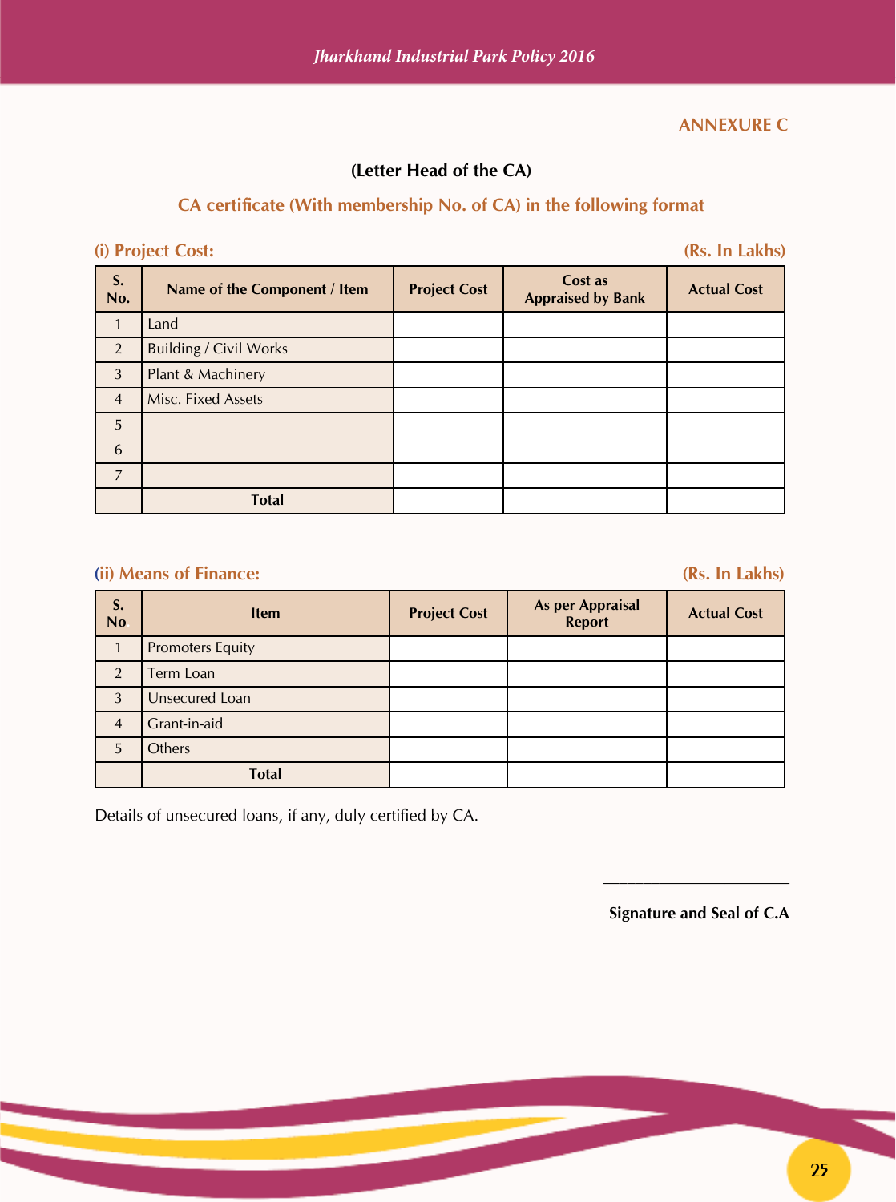**ANNEXURE C**

**(Letter Head of the CA)**

**CA certificate (With membership No. of CA) in the following format**

**(i) Project Cost:** **(Rs. In Lakhs)**

| S. No. | Name of the Component / Item | Project Cost | Cost as Appraised by Bank | Actual Cost |
|---|---|---|---|---|
| 1 | Land | | | |
| 2 | Building / Civil Works | | | |
| 3 | Plant & Machinery | | | |
| 4 | Misc. Fixed Assets | | | |
| 5 | | | | |
| 6 | | | | |
| 7 | | | | |
| | **Total** | | | |

**(ii) Means of Finance:** **(Rs. In Lakhs)**

| S. No | Item | Project Cost | As per Appraisal Report | Actual Cost |
|---|---|---|---|---|
| 1 | Promoters Equity | | | |
| 2 | Term Loan | | | |
| 3 | Unsecured Loan | | | |
| 4 | Grant-in-aid | | | |
| 5 | Others | | | |
| | **Total** | | | |

Details of unsecured loans, if any, duly certified by CA.

_______________________

**Signature and Seal of C.A**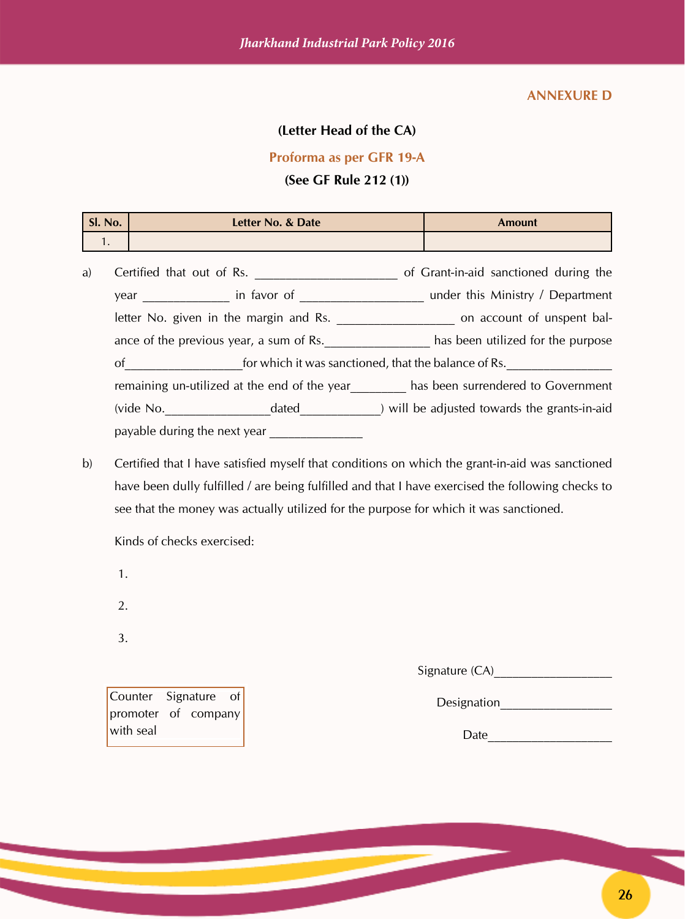## ANNEXURE D

**(Letter Head of the CA)**

**Proforma as per GFR 19-A**

**(See GF Rule 212 (1))**

| Sl. No. | Letter No. & Date | Amount |
|---|---|---|
| 1. | | |

a) Certified that out of Rs. _____________________ of Grant-in-aid sanctioned during the year _____________ in favor of __________________ under this Ministry / Department letter No. given in the margin and Rs. _________________ on account of unspent balance of the previous year, a sum of Rs.________________ has been utilized for the purpose of_________________for which it was sanctioned, that the balance of Rs.________________ remaining un-utilized at the end of the year________ has been surrendered to Government (vide No.________________dated____________) will be adjusted towards the grants-in-aid payable during the next year ______________

b) Certified that I have satisfied myself that conditions on which the grant-in-aid was sanctioned have been dully fulfilled / are being fulfilled and that I have exercised the following checks to see that the money was actually utilized for the purpose for which it was sanctioned.

Kinds of checks exercised:

1.

2.

3.

Signature (CA)__________________

Designation_________________

Date___________________

Counter Signature of promoter of company with seal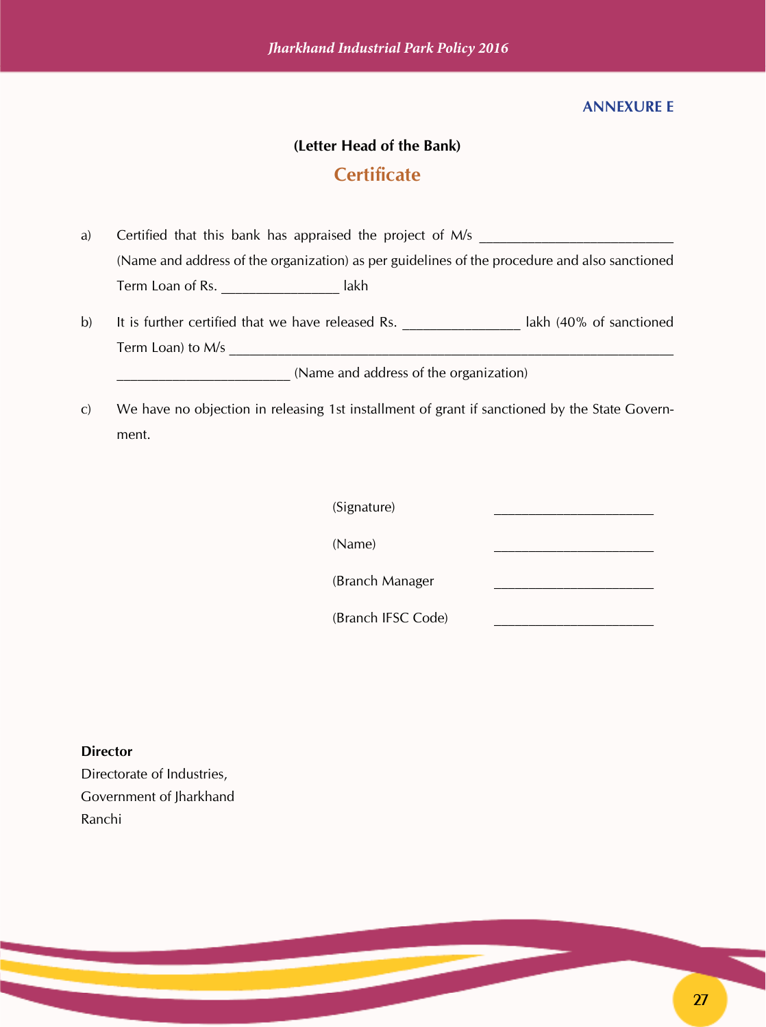**ANNEXURE E**

**(Letter Head of the Bank)**

## Certificate

a) Certified that this bank has appraised the project of M/s ___________________________ (Name and address of the organization) as per guidelines of the procedure and also sanctioned Term Loan of Rs. ________________ lakh

b) It is further certified that we have released Rs. ________________ lakh (40% of sanctioned Term Loan) to M/s _________________________________________________________________ ________________________ (Name and address of the organization)

c) We have no objection in releasing 1st installment of grant if sanctioned by the State Government.

(Signature) ______________________

(Name) ______________________

(Branch Manager ______________________

(Branch IFSC Code) ______________________

**Director**
Directorate of Industries,
Government of Jharkhand
Ranchi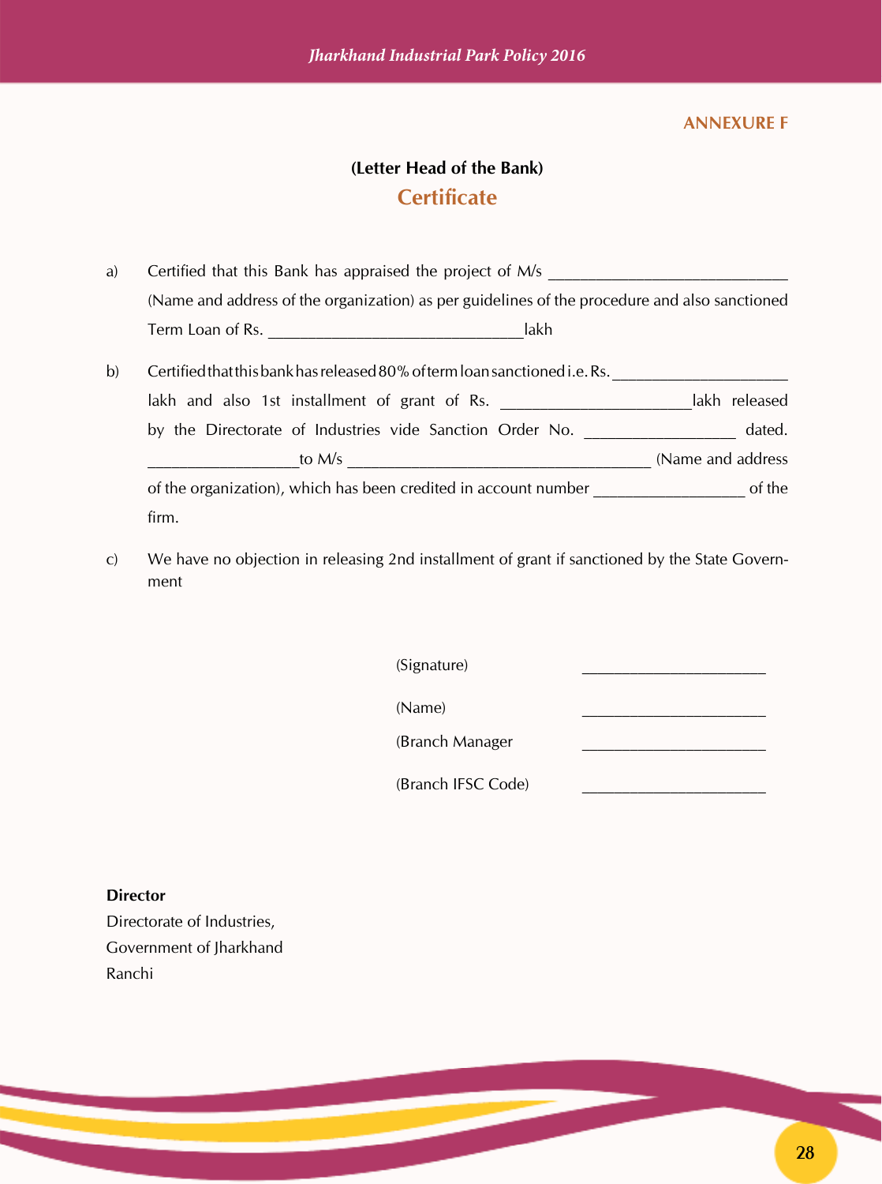ANNEXURE F

**(Letter Head of the Bank)**

## Certificate

a) Certified that this Bank has appraised the project of M/s ____________________________ (Name and address of the organization) as per guidelines of the procedure and also sanctioned Term Loan of Rs. ______________________________lakh

b) Certified that this bank has released 80% of term loan sanctioned i.e. Rs. ____________________ lakh and also 1st installment of grant of Rs. ______________________lakh released by the Directorate of Industries vide Sanction Order No. _________________ dated. _________________to M/s ___________________________________ (Name and address of the organization), which has been credited in account number _________________ of the firm.

c) We have no objection in releasing 2nd installment of grant if sanctioned by the State Government

(Signature) ______________________

(Name) ______________________

(Branch Manager ______________________

(Branch IFSC Code) ______________________

**Director**
Directorate of Industries,
Government of Jharkhand
Ranchi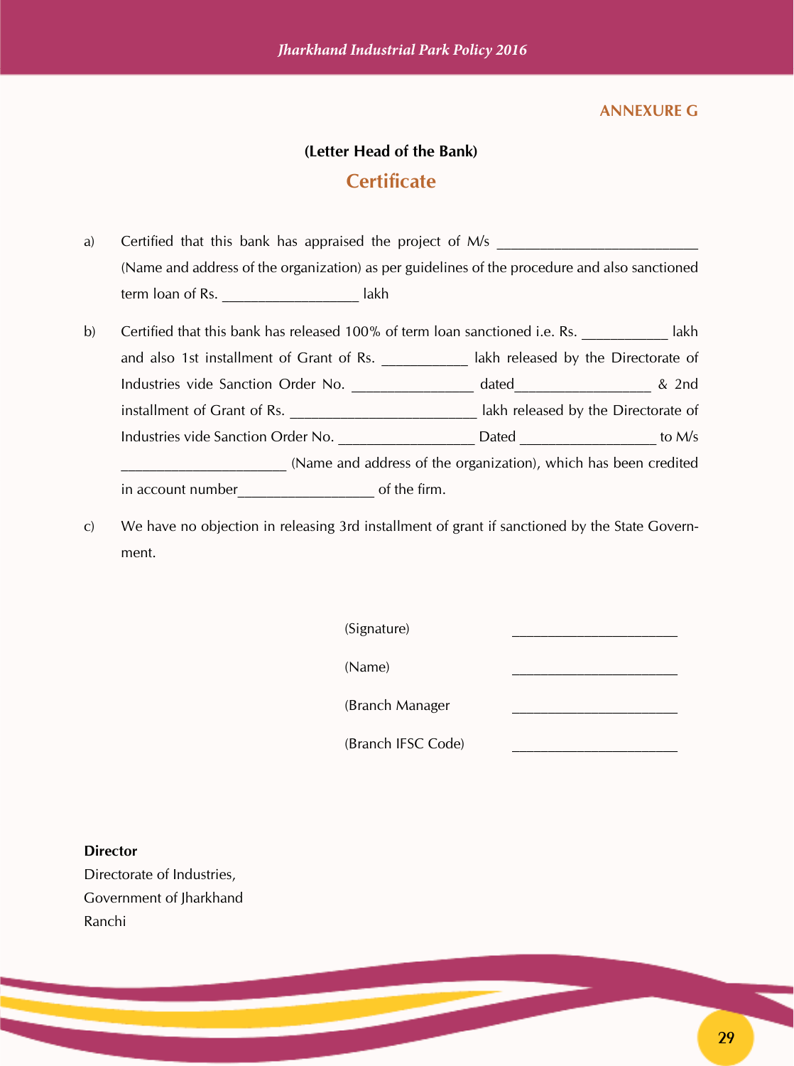**ANNEXURE G**

**(Letter Head of the Bank)**

## Certificate

a) Certified that this bank has appraised the project of M/s ___________________________ (Name and address of the organization) as per guidelines of the procedure and also sanctioned term loan of Rs. __________________ lakh

b) Certified that this bank has released 100% of term loan sanctioned i.e. Rs. ___________ lakh and also 1st installment of Grant of Rs. ___________ lakh released by the Directorate of Industries vide Sanction Order No. ________________ dated_________________ & 2nd installment of Grant of Rs. ________________________ lakh released by the Directorate of Industries vide Sanction Order No. _________________ Dated _________________ to M/s _____________________ (Name and address of the organization), which has been credited in account number_________________ of the firm.

c) We have no objection in releasing 3rd installment of grant if sanctioned by the State Government.

(Signature) ______________________

(Name) ______________________

(Branch Manager ______________________

(Branch IFSC Code) ______________________

**Director**
Directorate of Industries,
Government of Jharkhand
Ranchi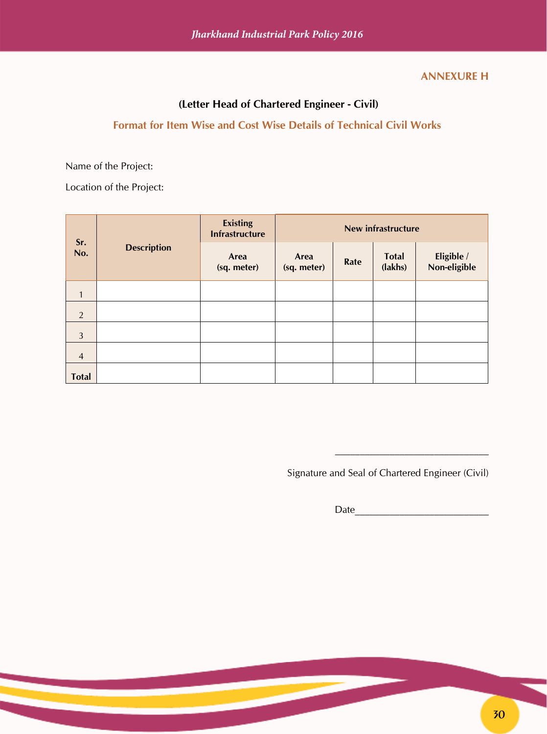**ANNEXURE H**

**(Letter Head of Chartered Engineer - Civil)**

## Format for Item Wise and Cost Wise Details of Technical Civil Works

Name of the Project:

Location of the Project:

| Sr. No. | Description | Existing Infrastructure | New infrastructure | | | |
|---|---|---|---|---|---|---|
| | | Area (sq. meter) | Area (sq. meter) | Rate | Total (lakhs) | Eligible / Non-eligible |
| 1 | | | | | | |
| 2 | | | | | | |
| 3 | | | | | | |
| 4 | | | | | | |
| **Total** | | | | | | |

____________________________

Signature and Seal of Chartered Engineer (Civil)

Date________________________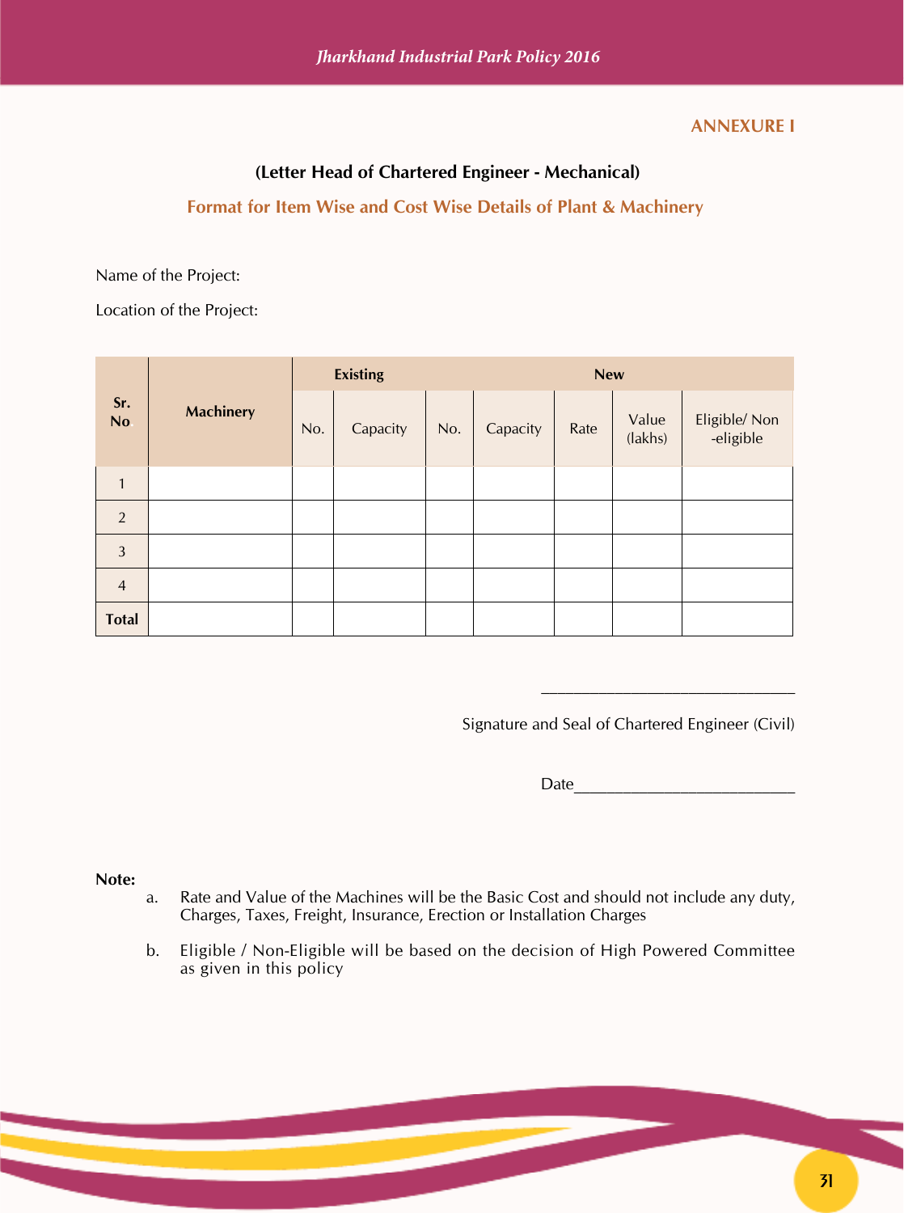**ANNEXURE I**

**(Letter Head of Chartered Engineer - Mechanical)**

## Format for Item Wise and Cost Wise Details of Plant & Machinery

Name of the Project:

Location of the Project:

| Sr. No | Machinery | Existing | | New | | | | |
|---|---|---|---|---|---|---|---|---|
| | | No. | Capacity | No. | Capacity | Rate | Value (lakhs) | Eligible/ Non -eligible |
| 1 | | | | | | | | |
| 2 | | | | | | | | |
| 3 | | | | | | | | |
| 4 | | | | | | | | |
| **Total** | | | | | | | | |

______________________________

Signature and Seal of Chartered Engineer (Civil)

Date_________________________

**Note:**

a. Rate and Value of the Machines will be the Basic Cost and should not include any duty, Charges, Taxes, Freight, Insurance, Erection or Installation Charges

b. Eligible / Non-Eligible will be based on the decision of High Powered Committee as given in this policy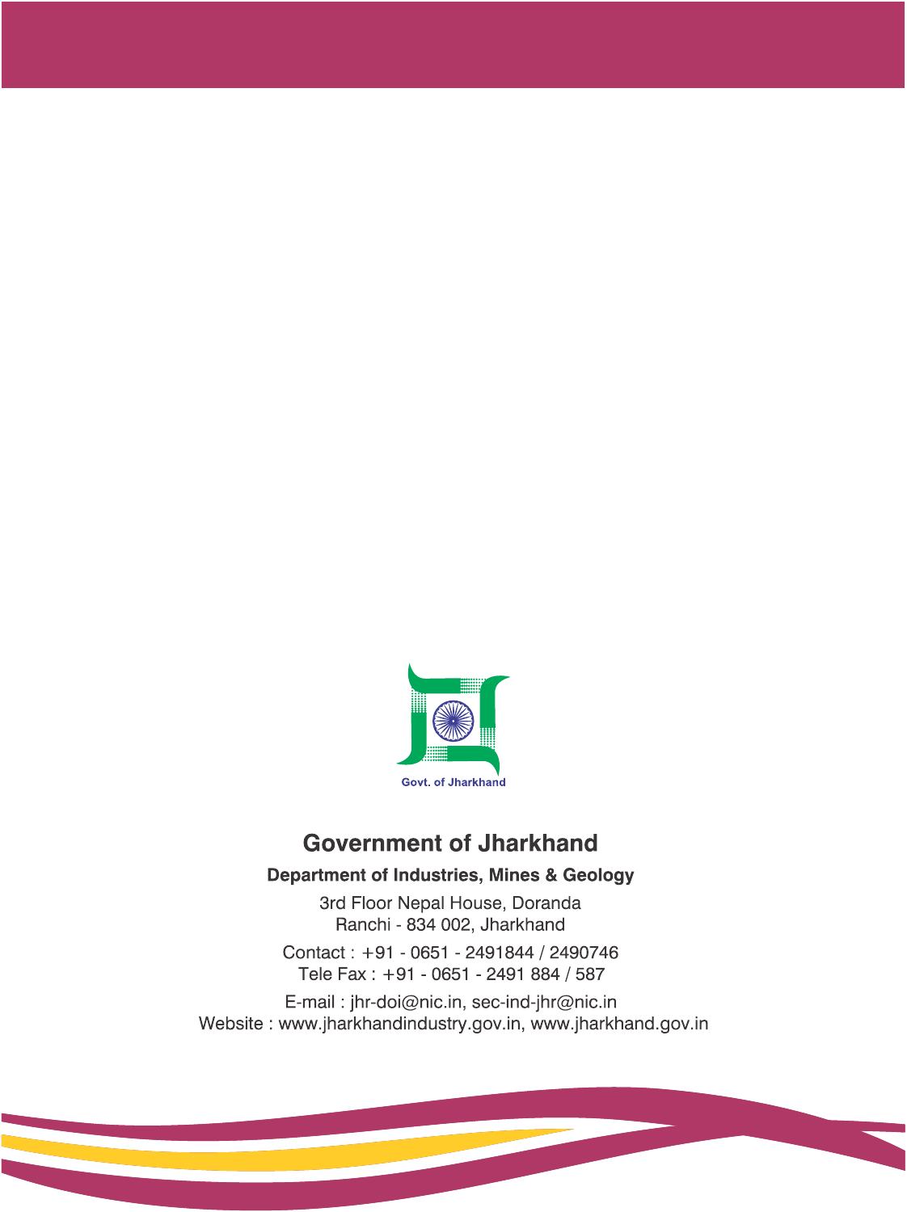Govt. of Jharkhand

## Government of Jharkhand

**Department of Industries, Mines & Geology**

3rd Floor Nepal House, Doranda
Ranchi - 834 002, Jharkhand

Contact : +91 - 0651 - 2491844 / 2490746
Tele Fax : +91 - 0651 - 2491 884 / 587

E-mail : jhr-doi@nic.in, sec-ind-jhr@nic.in
Website : www.jharkhandindustry.gov.in, www.jharkhand.gov.in